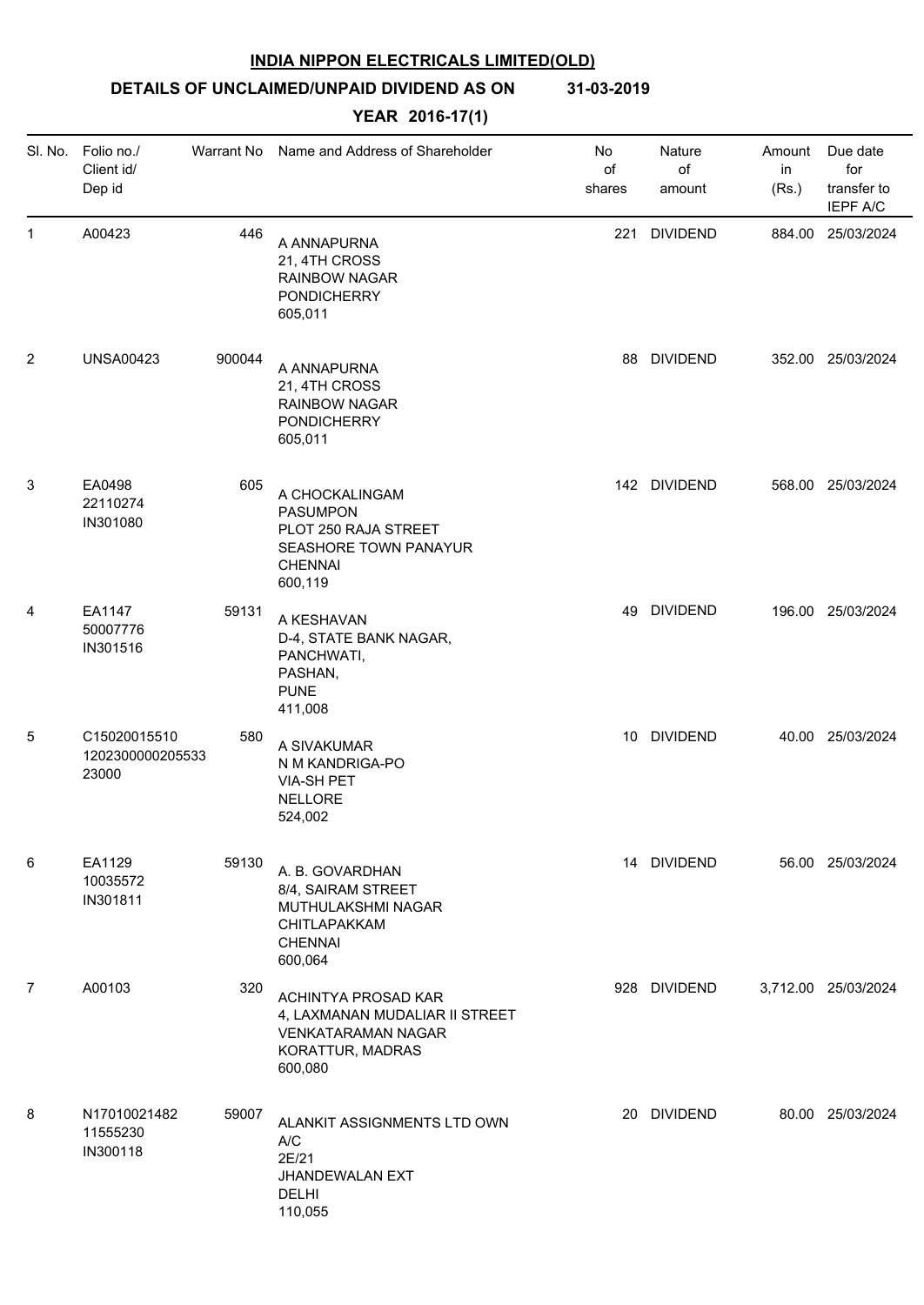**INDIA NIPPON ELECTRICALS LIMITED(OLD)**

**DETAILS OF UNCLAIMED/UNPAID DIVIDEND AS ON 31-03-2019**

**YEAR 2016-17(1)**

| Sl. No. | Folio no./ Client id/ Dep id | Warrant No | Name and Address of Shareholder | No of shares | Nature of amount | Amount in (Rs.) | Due date for transfer to IEPF A/C |
|---|---|---|---|---|---|---|---|
| 1 | A00423 | 446 | A ANNAPURNA<br>21, 4TH CROSS<br>RAINBOW NAGAR<br>PONDICHERRY<br>605,011 | 221 | DIVIDEND | 884.00 | 25/03/2024 |
| 2 | UNSA00423 | 900044 | A ANNAPURNA<br>21, 4TH CROSS<br>RAINBOW NAGAR<br>PONDICHERRY<br>605,011 | 88 | DIVIDEND | 352.00 | 25/03/2024 |
| 3 | EA0498<br>22110274<br>IN301080 | 605 | A CHOCKALINGAM<br>PASUMPON<br>PLOT 250 RAJA STREET<br>SEASHORE TOWN PANAYUR<br>CHENNAI<br>600,119 | 142 | DIVIDEND | 568.00 | 25/03/2024 |
| 4 | EA1147<br>50007776<br>IN301516 | 59131 | A KESHAVAN<br>D-4, STATE BANK NAGAR,<br>PANCHWATI,<br>PASHAN,<br>PUNE<br>411,008 | 49 | DIVIDEND | 196.00 | 25/03/2024 |
| 5 | C15020015510<br>1202300000205533<br>23000 | 580 | A SIVAKUMAR<br>N M KANDRIGA-PO<br>VIA-SH PET<br>NELLORE<br>524,002 | 10 | DIVIDEND | 40.00 | 25/03/2024 |
| 6 | EA1129<br>10035572<br>IN301811 | 59130 | A. B. GOVARDHAN<br>8/4, SAIRAM STREET<br>MUTHULAKSHMI NAGAR<br>CHITLAPAKKAM<br>CHENNAI<br>600,064 | 14 | DIVIDEND | 56.00 | 25/03/2024 |
| 7 | A00103 | 320 | ACHINTYA PROSAD KAR<br>4, LAXMANAN MUDALIAR II STREET<br>VENKATARAMAN NAGAR<br>KORATTUR, MADRAS<br>600,080 | 928 | DIVIDEND | 3,712.00 | 25/03/2024 |
| 8 | N17010021482<br>11555230<br>IN300118 | 59007 | ALANKIT ASSIGNMENTS LTD OWN<br>A/C<br>2E/21<br>JHANDEWALAN EXT<br>DELHI<br>110,055 | 20 | DIVIDEND | 80.00 | 25/03/2024 |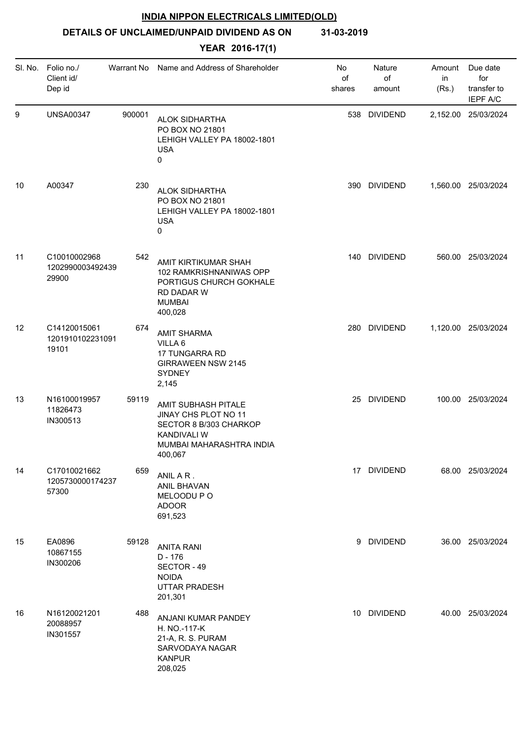**INDIA NIPPON ELECTRICALS LIMITED(OLD)**

**DETAILS OF UNCLAIMED/UNPAID DIVIDEND AS ON 31-03-2019**

**YEAR 2016-17(1)**

| Sl. No. | Folio no./ Client id/ Dep id | Warrant No | Name and Address of Shareholder | No of shares | Nature of amount | Amount in (Rs.) | Due date for transfer to IEPF A/C |
|---|---|---|---|---|---|---|---|
| 9 | UNSA00347 | 900001 | ALOK SIDHARTHA<br>PO BOX NO 21801<br>LEHIGH VALLEY PA 18002-1801<br>USA<br>0 | 538 | DIVIDEND | 2,152.00 | 25/03/2024 |
| 10 | A00347 | 230 | ALOK SIDHARTHA<br>PO BOX NO 21801<br>LEHIGH VALLEY PA 18002-1801<br>USA<br>0 | 390 | DIVIDEND | 1,560.00 | 25/03/2024 |
| 11 | C10010002968<br>1202990003492439<br>29900 | 542 | AMIT KIRTIKUMAR SHAH<br>102 RAMKRISHNANIWAS OPP<br>PORTIGUS CHURCH GOKHALE<br>RD DADAR W<br>MUMBAI<br>400,028 | 140 | DIVIDEND | 560.00 | 25/03/2024 |
| 12 | C14120015061<br>1201910102231091<br>19101 | 674 | AMIT SHARMA<br>VILLA 6<br>17 TUNGARRA RD<br>GIRRAWEEN NSW 2145<br>SYDNEY<br>2,145 | 280 | DIVIDEND | 1,120.00 | 25/03/2024 |
| 13 | N16100019957<br>11826473<br>IN300513 | 59119 | AMIT SUBHASH PITALE<br>JINAY CHS PLOT NO 11<br>SECTOR 8 B/303 CHARKOP<br>KANDIVALI W<br>MUMBAI MAHARASHTRA INDIA<br>400,067 | 25 | DIVIDEND | 100.00 | 25/03/2024 |
| 14 | C17010021662<br>1205730000174237<br>57300 | 659 | ANIL A R .<br>ANIL BHAVAN<br>MELOODU P O<br>ADOOR<br>691,523 | 17 | DIVIDEND | 68.00 | 25/03/2024 |
| 15 | EA0896<br>10867155<br>IN300206 | 59128 | ANITA RANI<br>D - 176<br>SECTOR - 49<br>NOIDA<br>UTTAR PRADESH<br>201,301 | 9 | DIVIDEND | 36.00 | 25/03/2024 |
| 16 | N16120021201<br>20088957<br>IN301557 | 488 | ANJANI KUMAR PANDEY<br>H. NO.-117-K<br>21-A, R. S. PURAM<br>SARVODAYA NAGAR<br>KANPUR<br>208,025 | 10 | DIVIDEND | 40.00 | 25/03/2024 |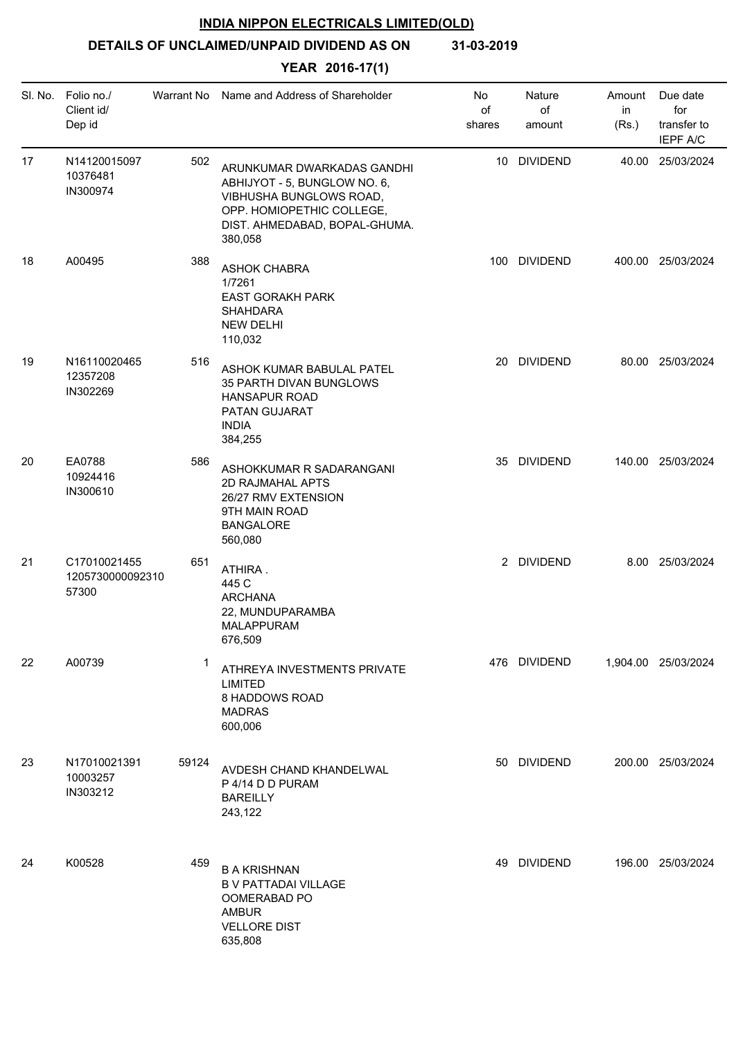**INDIA NIPPON ELECTRICALS LIMITED(OLD)**

**DETAILS OF UNCLAIMED/UNPAID DIVIDEND AS ON 31-03-2019**

**YEAR 2016-17(1)**

| Sl. No. | Folio no./ Client id/ Dep id | Warrant No | Name and Address of Shareholder | No of shares | Nature of amount | Amount in (Rs.) | Due date for transfer to IEPF A/C |
|---|---|---|---|---|---|---|---|
| 17 | N14120015097 10376481 IN300974 | 502 | ARUNKUMAR DWARKADAS GANDHI ABHIJYOT - 5, BUNGLOW NO. 6, VIBHUSHA BUNGLOWS ROAD, OPP. HOMIOPETHIC COLLEGE, DIST. AHMEDABAD, BOPAL-GHUMA. 380,058 | 10 | DIVIDEND | 40.00 | 25/03/2024 |
| 18 | A00495 | 388 | ASHOK CHABRA 1/7261 EAST GORAKH PARK SHAHDARA NEW DELHI 110,032 | 100 | DIVIDEND | 400.00 | 25/03/2024 |
| 19 | N16110020465 12357208 IN302269 | 516 | ASHOK KUMAR BABULAL PATEL 35 PARTH DIVAN BUNGLOWS HANSAPUR ROAD PATAN GUJARAT INDIA 384,255 | 20 | DIVIDEND | 80.00 | 25/03/2024 |
| 20 | EA0788 10924416 IN300610 | 586 | ASHOKKUMAR R SADARANGANI 2D RAJMAHAL APTS 26/27 RMV EXTENSION 9TH MAIN ROAD BANGALORE 560,080 | 35 | DIVIDEND | 140.00 | 25/03/2024 |
| 21 | C17010021455 1205730000092310 57300 | 651 | ATHIRA . 445 C ARCHANA 22, MUNDUPARAMBA MALAPPURAM 676,509 | 2 | DIVIDEND | 8.00 | 25/03/2024 |
| 22 | A00739 | 1 | ATHREYA INVESTMENTS PRIVATE LIMITED 8 HADDOWS ROAD MADRAS 600,006 | 476 | DIVIDEND | 1,904.00 | 25/03/2024 |
| 23 | N17010021391 10003257 IN303212 | 59124 | AVDESH CHAND KHANDELWAL P 4/14 D D PURAM BAREILLY 243,122 | 50 | DIVIDEND | 200.00 | 25/03/2024 |
| 24 | K00528 | 459 | B A KRISHNAN B V PATTADAI VILLAGE OOMERABAD PO AMBUR VELLORE DIST 635,808 | 49 | DIVIDEND | 196.00 | 25/03/2024 |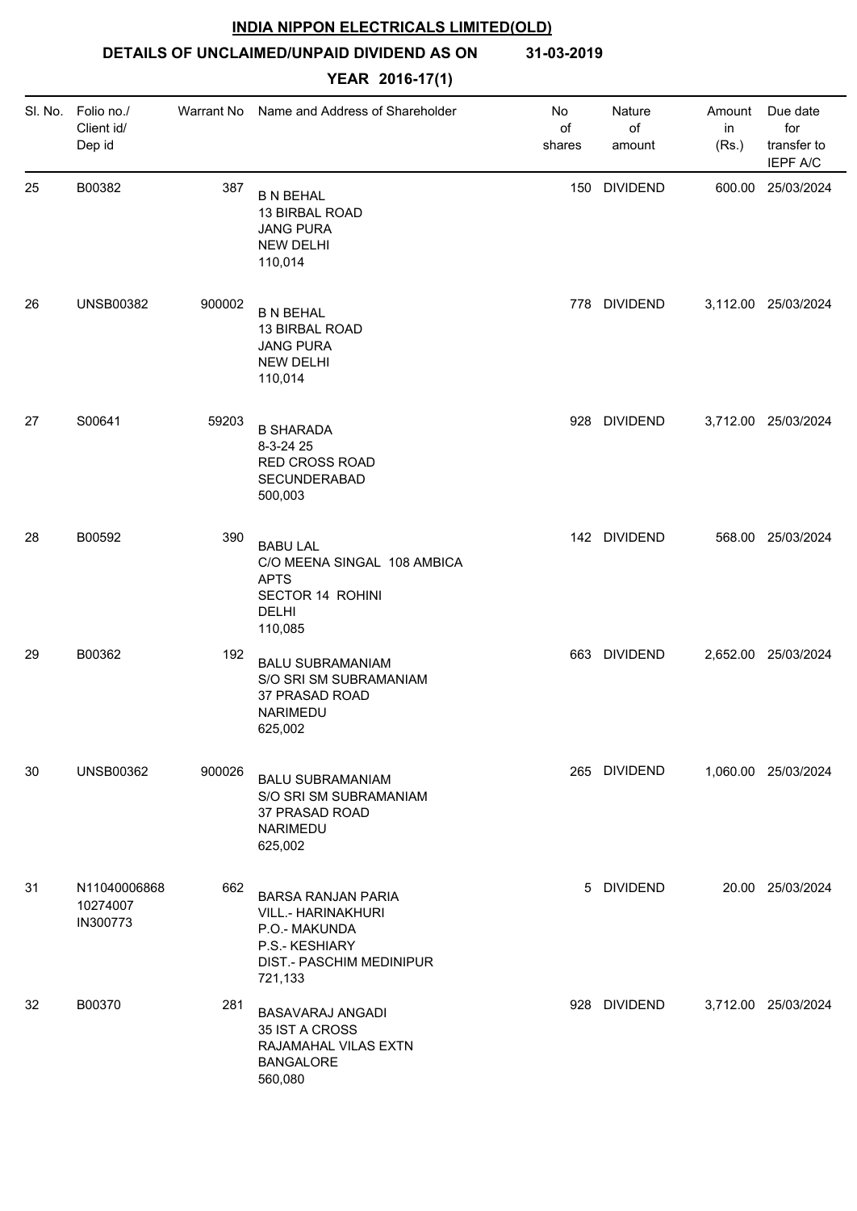**INDIA NIPPON ELECTRICALS LIMITED(OLD)**

**DETAILS OF UNCLAIMED/UNPAID DIVIDEND AS ON 31-03-2019**

**YEAR 2016-17(1)**

| Sl. No. | Folio no./ Client id/ Dep id | Warrant No | Name and Address of Shareholder | No of shares | Nature of amount | Amount in (Rs.) | Due date for transfer to IEPF A/C |
|---|---|---|---|---|---|---|---|
| 25 | B00382 | 387 | B N BEHAL 13 BIRBAL ROAD JANG PURA NEW DELHI 110,014 | 150 | DIVIDEND | 600.00 | 25/03/2024 |
| 26 | UNSB00382 | 900002 | B N BEHAL 13 BIRBAL ROAD JANG PURA NEW DELHI 110,014 | 778 | DIVIDEND | 3,112.00 | 25/03/2024 |
| 27 | S00641 | 59203 | B SHARADA 8-3-24 25 RED CROSS ROAD SECUNDERABAD 500,003 | 928 | DIVIDEND | 3,712.00 | 25/03/2024 |
| 28 | B00592 | 390 | BABU LAL C/O MEENA SINGAL 108 AMBICA APTS SECTOR 14 ROHINI DELHI 110,085 | 142 | DIVIDEND | 568.00 | 25/03/2024 |
| 29 | B00362 | 192 | BALU SUBRAMANIAM S/O SRI SM SUBRAMANIAM 37 PRASAD ROAD NARIMEDU 625,002 | 663 | DIVIDEND | 2,652.00 | 25/03/2024 |
| 30 | UNSB00362 | 900026 | BALU SUBRAMANIAM S/O SRI SM SUBRAMANIAM 37 PRASAD ROAD NARIMEDU 625,002 | 265 | DIVIDEND | 1,060.00 | 25/03/2024 |
| 31 | N11040006868 10274007 IN300773 | 662 | BARSA RANJAN PARIA VILL.- HARINAKHURI P.O.- MAKUNDA P.S.- KESHIARY DIST.- PASCHIM MEDINIPUR 721,133 | 5 | DIVIDEND | 20.00 | 25/03/2024 |
| 32 | B00370 | 281 | BASAVARAJ ANGADI 35 IST A CROSS RAJAMAHAL VILAS EXTN BANGALORE 560,080 | 928 | DIVIDEND | 3,712.00 | 25/03/2024 |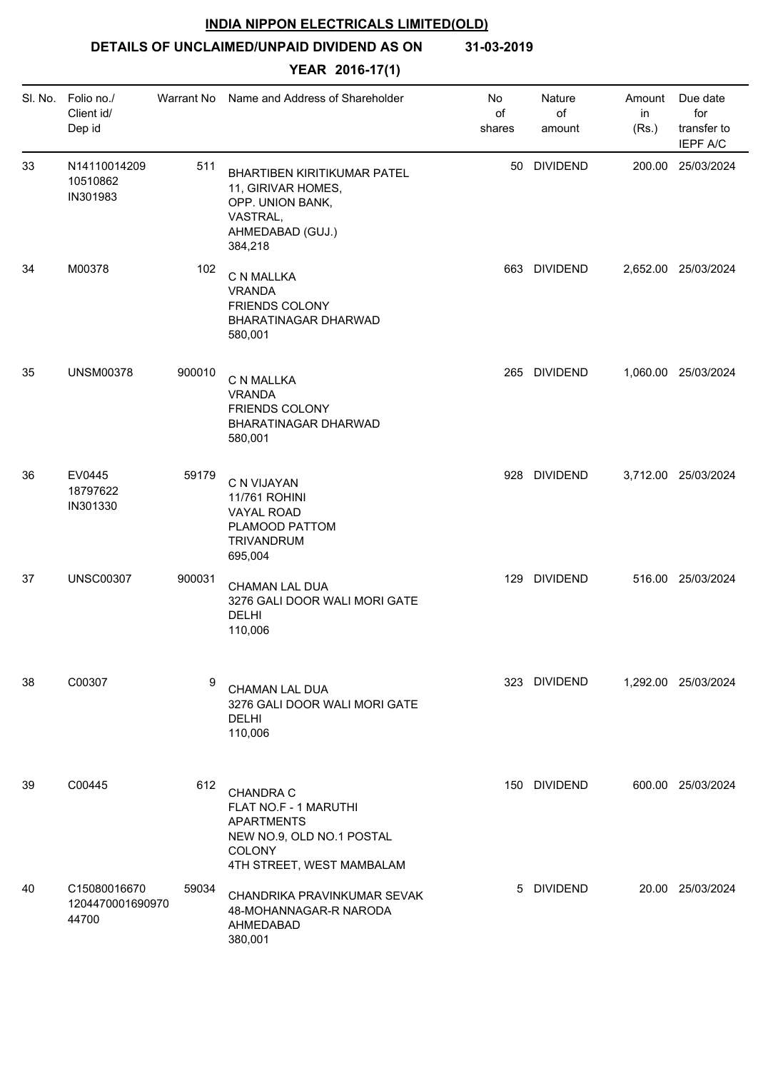**INDIA NIPPON ELECTRICALS LIMITED(OLD)**

**DETAILS OF UNCLAIMED/UNPAID DIVIDEND AS ON 31-03-2019**

**YEAR 2016-17(1)**

| Sl. No. | Folio no./ Client id/ Dep id | Warrant No | Name and Address of Shareholder | No of shares | Nature of amount | Amount in (Rs.) | Due date for transfer to IEPF A/C |
|---|---|---|---|---|---|---|---|
| 33 | N14110014209 10510862 IN301983 | 511 | BHARTIBEN KIRITIKUMAR PATEL 11, GIRIVAR HOMES, OPP. UNION BANK, VASTRAL, AHMEDABAD (GUJ.) 384,218 | 50 | DIVIDEND | 200.00 | 25/03/2024 |
| 34 | M00378 | 102 | C N MALLKA VRANDA FRIENDS COLONY BHARATINAGAR DHARWAD 580,001 | 663 | DIVIDEND | 2,652.00 | 25/03/2024 |
| 35 | UNSM00378 | 900010 | C N MALLKA VRANDA FRIENDS COLONY BHARATINAGAR DHARWAD 580,001 | 265 | DIVIDEND | 1,060.00 | 25/03/2024 |
| 36 | EV0445 18797622 IN301330 | 59179 | C N VIJAYAN 11/761 ROHINI VAYAL ROAD PLAMOOD PATTOM TRIVANDRUM 695,004 | 928 | DIVIDEND | 3,712.00 | 25/03/2024 |
| 37 | UNSC00307 | 900031 | CHAMAN LAL DUA 3276 GALI DOOR WALI MORI GATE DELHI 110,006 | 129 | DIVIDEND | 516.00 | 25/03/2024 |
| 38 | C00307 | 9 | CHAMAN LAL DUA 3276 GALI DOOR WALI MORI GATE DELHI 110,006 | 323 | DIVIDEND | 1,292.00 | 25/03/2024 |
| 39 | C00445 | 612 | CHANDRA C FLAT NO.F - 1 MARUTHI APARTMENTS NEW NO.9, OLD NO.1 POSTAL COLONY 4TH STREET, WEST MAMBALAM | 150 | DIVIDEND | 600.00 | 25/03/2024 |
| 40 | C15080016670 1204470001690970 44700 | 59034 | CHANDRIKA PRAVINKUMAR SEVAK 48-MOHANNAGAR-R NARODA AHMEDABAD 380,001 | 5 | DIVIDEND | 20.00 | 25/03/2024 |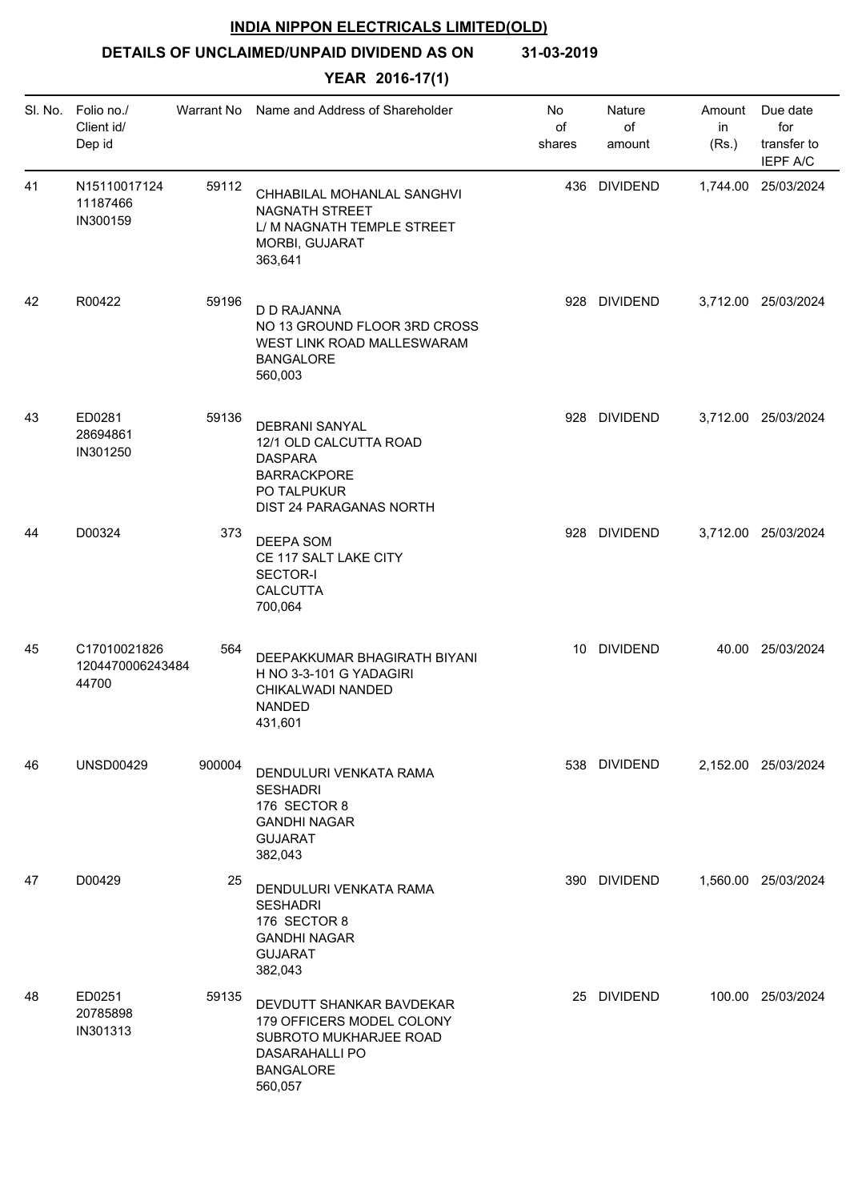# INDIA NIPPON ELECTRICALS LIMITED(OLD)

## DETAILS OF UNCLAIMED/UNPAID DIVIDEND AS ON 31-03-2019

### YEAR 2016-17(1)

| Sl. No. | Folio no./ Client id/ Dep id | Warrant No | Name and Address of Shareholder | No of shares | Nature of amount | Amount in (Rs.) | Due date for transfer to IEPF A/C |
|---|---|---|---|---|---|---|---|
| 41 | N15110017124 11187466 IN300159 | 59112 | CHHABILAL MOHANLAL SANGHVI NAGNATH STREET L/ M NAGNATH TEMPLE STREET MORBI, GUJARAT 363,641 | 436 | DIVIDEND | 1,744.00 | 25/03/2024 |
| 42 | R00422 | 59196 | D D RAJANNA NO 13 GROUND FLOOR 3RD CROSS WEST LINK ROAD MALLESWARAM BANGALORE 560,003 | 928 | DIVIDEND | 3,712.00 | 25/03/2024 |
| 43 | ED0281 28694861 IN301250 | 59136 | DEBRANI SANYAL 12/1 OLD CALCUTTA ROAD DASPARA BARRACKPORE PO TALPUKUR DIST 24 PARAGANAS NORTH | 928 | DIVIDEND | 3,712.00 | 25/03/2024 |
| 44 | D00324 | 373 | DEEPA SOM CE 117 SALT LAKE CITY SECTOR-I CALCUTTA 700,064 | 928 | DIVIDEND | 3,712.00 | 25/03/2024 |
| 45 | C17010021826 1204470006243484 44700 | 564 | DEEPAKKUMAR BHAGIRATH BIYANI H NO 3-3-101 G YADAGIRI CHIKALWADI NANDED NANDED 431,601 | 10 | DIVIDEND | 40.00 | 25/03/2024 |
| 46 | UNSD00429 | 900004 | DENDULURI VENKATA RAMA SESHADRI 176 SECTOR 8 GANDHI NAGAR GUJARAT 382,043 | 538 | DIVIDEND | 2,152.00 | 25/03/2024 |
| 47 | D00429 | 25 | DENDULURI VENKATA RAMA SESHADRI 176 SECTOR 8 GANDHI NAGAR GUJARAT 382,043 | 390 | DIVIDEND | 1,560.00 | 25/03/2024 |
| 48 | ED0251 20785898 IN301313 | 59135 | DEVDUTT SHANKAR BAVDEKAR 179 OFFICERS MODEL COLONY SUBROTO MUKHARJEE ROAD DASARAHALLI PO BANGALORE 560,057 | 25 | DIVIDEND | 100.00 | 25/03/2024 |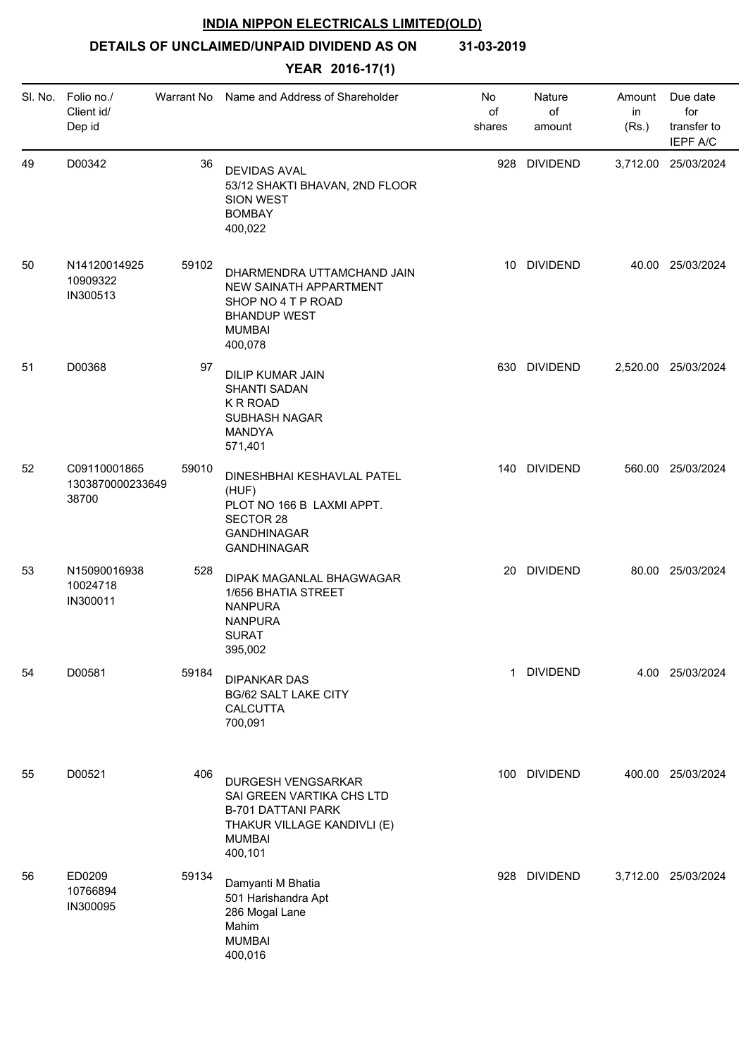# INDIA NIPPON ELECTRICALS LIMITED(OLD)

## DETAILS OF UNCLAIMED/UNPAID DIVIDEND AS ON 31-03-2019

### YEAR 2016-17(1)

| Sl. No. | Folio no./ Client id/ Dep id | Warrant No | Name and Address of Shareholder | No of shares | Nature of amount | Amount in (Rs.) | Due date for transfer to IEPF A/C |
|---|---|---|---|---|---|---|---|
| 49 | D00342 | 36 | DEVIDAS AVAL 53/12 SHAKTI BHAVAN, 2ND FLOOR SION WEST BOMBAY 400,022 | 928 | DIVIDEND | 3,712.00 | 25/03/2024 |
| 50 | N14120014925 10909322 IN300513 | 59102 | DHARMENDRA UTTAMCHAND JAIN NEW SAINATH APPARTMENT SHOP NO 4 T P ROAD BHANDUP WEST MUMBAI 400,078 | 10 | DIVIDEND | 40.00 | 25/03/2024 |
| 51 | D00368 | 97 | DILIP KUMAR JAIN SHANTI SADAN K R ROAD SUBHASH NAGAR MANDYA 571,401 | 630 | DIVIDEND | 2,520.00 | 25/03/2024 |
| 52 | C09110001865 1303870000233649 38700 | 59010 | DINESHBHAI KESHAVLAL PATEL (HUF) PLOT NO 166 B LAXMI APPT. SECTOR 28 GANDHINAGAR GANDHINAGAR | 140 | DIVIDEND | 560.00 | 25/03/2024 |
| 53 | N15090016938 10024718 IN300011 | 528 | DIPAK MAGANLAL BHAGWAGAR 1/656 BHATIA STREET NANPURA NANPURA SURAT 395,002 | 20 | DIVIDEND | 80.00 | 25/03/2024 |
| 54 | D00581 | 59184 | DIPANKAR DAS BG/62 SALT LAKE CITY CALCUTTA 700,091 | 1 | DIVIDEND | 4.00 | 25/03/2024 |
| 55 | D00521 | 406 | DURGESH VENGSARKAR SAI GREEN VARTIKA CHS LTD B-701 DATTANI PARK THAKUR VILLAGE KANDIVLI (E) MUMBAI 400,101 | 100 | DIVIDEND | 400.00 | 25/03/2024 |
| 56 | ED0209 10766894 IN300095 | 59134 | Damyanti M Bhatia 501 Harishandra Apt 286 Mogal Lane Mahim MUMBAI 400,016 | 928 | DIVIDEND | 3,712.00 | 25/03/2024 |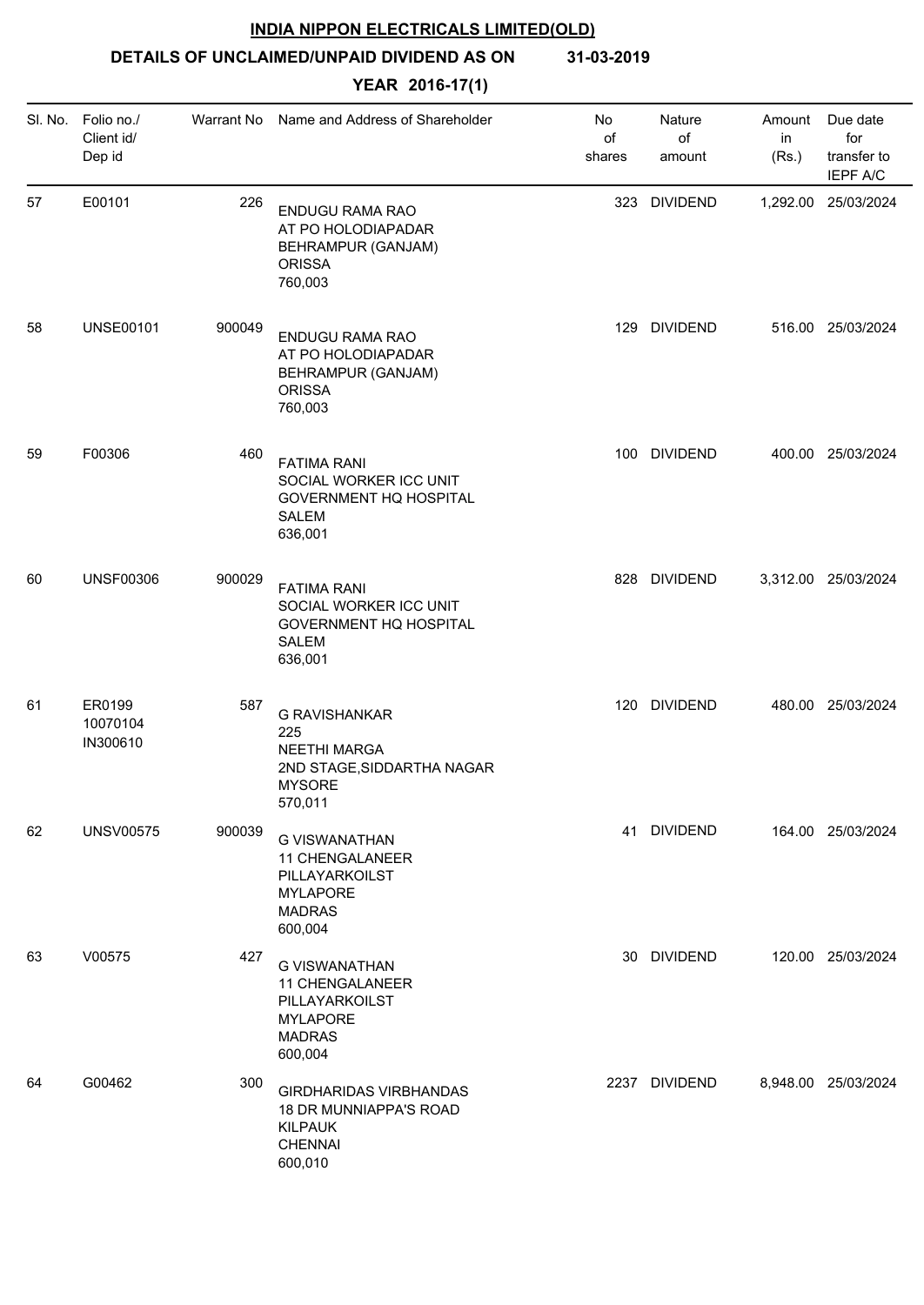# INDIA NIPPON ELECTRICALS LIMITED(OLD)

## DETAILS OF UNCLAIMED/UNPAID DIVIDEND AS ON 31-03-2019

### YEAR 2016-17(1)

| Sl. No. | Folio no./ Client id/ Dep id | Warrant No | Name and Address of Shareholder | No of shares | Nature of amount | Amount in (Rs.) | Due date for transfer to IEPF A/C |
|---|---|---|---|---|---|---|---|
| 57 | E00101 | 226 | ENDUGU RAMA RAO AT PO HOLODIAPADAR BEHRAMPUR (GANJAM) ORISSA 760,003 | 323 | DIVIDEND | 1,292.00 | 25/03/2024 |
| 58 | UNSE00101 | 900049 | ENDUGU RAMA RAO AT PO HOLODIAPADAR BEHRAMPUR (GANJAM) ORISSA 760,003 | 129 | DIVIDEND | 516.00 | 25/03/2024 |
| 59 | F00306 | 460 | FATIMA RANI SOCIAL WORKER ICC UNIT GOVERNMENT HQ HOSPITAL SALEM 636,001 | 100 | DIVIDEND | 400.00 | 25/03/2024 |
| 60 | UNSF00306 | 900029 | FATIMA RANI SOCIAL WORKER ICC UNIT GOVERNMENT HQ HOSPITAL SALEM 636,001 | 828 | DIVIDEND | 3,312.00 | 25/03/2024 |
| 61 | ER0199 10070104 IN300610 | 587 | G RAVISHANKAR 225 NEETHI MARGA 2ND STAGE,SIDDARTHA NAGAR MYSORE 570,011 | 120 | DIVIDEND | 480.00 | 25/03/2024 |
| 62 | UNSV00575 | 900039 | G VISWANATHAN 11 CHENGALANEER PILLAYARKOILST MYLAPORE MADRAS 600,004 | 41 | DIVIDEND | 164.00 | 25/03/2024 |
| 63 | V00575 | 427 | G VISWANATHAN 11 CHENGALANEER PILLAYARKOILST MYLAPORE MADRAS 600,004 | 30 | DIVIDEND | 120.00 | 25/03/2024 |
| 64 | G00462 | 300 | GIRDHARIDAS VIRBHANDAS 18 DR MUNNIAPPA'S ROAD KILPAUK CHENNAI 600,010 | 2237 | DIVIDEND | 8,948.00 | 25/03/2024 |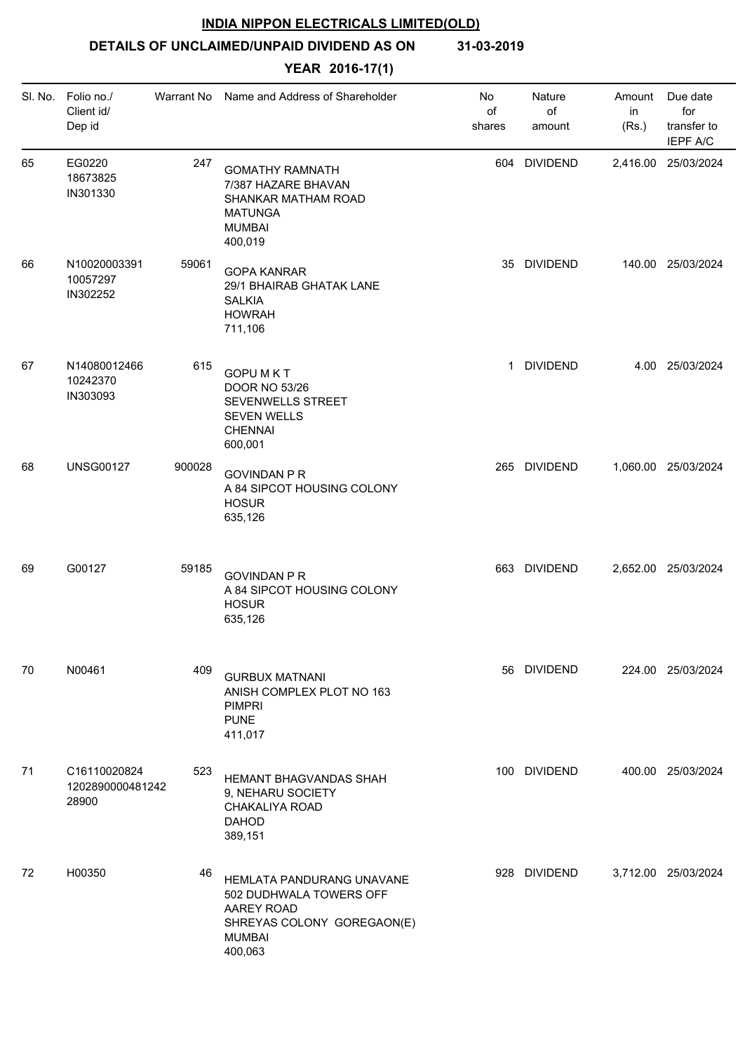**INDIA NIPPON ELECTRICALS LIMITED(OLD)**

**DETAILS OF UNCLAIMED/UNPAID DIVIDEND AS ON 31-03-2019**

**YEAR 2016-17(1)**

| Sl. No. | Folio no./ Client id/ Dep id | Warrant No | Name and Address of Shareholder | No of shares | Nature of amount | Amount in (Rs.) | Due date for transfer to IEPF A/C |
|---|---|---|---|---|---|---|---|
| 65 | EG0220 18673825 IN301330 | 247 | GOMATHY RAMNATH 7/387 HAZARE BHAVAN SHANKAR MATHAM ROAD MATUNGA MUMBAI 400,019 | 604 | DIVIDEND | 2,416.00 | 25/03/2024 |
| 66 | N10020003391 10057297 IN302252 | 59061 | GOPA KANRAR 29/1 BHAIRAB GHATAK LANE SALKIA HOWRAH 711,106 | 35 | DIVIDEND | 140.00 | 25/03/2024 |
| 67 | N14080012466 10242370 IN303093 | 615 | GOPU M K T DOOR NO 53/26 SEVENWELLS STREET SEVEN WELLS CHENNAI 600,001 | 1 | DIVIDEND | 4.00 | 25/03/2024 |
| 68 | UNSG00127 | 900028 | GOVINDAN P R A 84 SIPCOT HOUSING COLONY HOSUR 635,126 | 265 | DIVIDEND | 1,060.00 | 25/03/2024 |
| 69 | G00127 | 59185 | GOVINDAN P R A 84 SIPCOT HOUSING COLONY HOSUR 635,126 | 663 | DIVIDEND | 2,652.00 | 25/03/2024 |
| 70 | N00461 | 409 | GURBUX MATNANI ANISH COMPLEX PLOT NO 163 PIMPRI PUNE 411,017 | 56 | DIVIDEND | 224.00 | 25/03/2024 |
| 71 | C16110020824 1202890000481242 28900 | 523 | HEMANT BHAGVANDAS SHAH 9, NEHARU SOCIETY CHAKALIYA ROAD DAHOD 389,151 | 100 | DIVIDEND | 400.00 | 25/03/2024 |
| 72 | H00350 | 46 | HEMLATA PANDURANG UNAVANE 502 DUDHWALA TOWERS OFF AAREY ROAD SHREYAS COLONY GOREGAON(E) MUMBAI 400,063 | 928 | DIVIDEND | 3,712.00 | 25/03/2024 |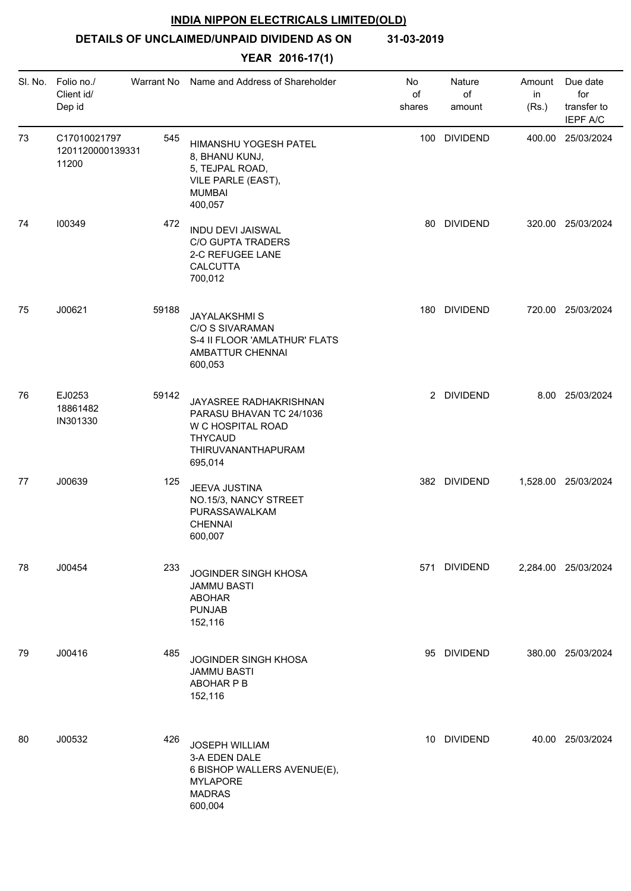**INDIA NIPPON ELECTRICALS LIMITED(OLD)**

**DETAILS OF UNCLAIMED/UNPAID DIVIDEND AS ON 31-03-2019**

**YEAR 2016-17(1)**

| Sl. No. | Folio no./ Client id/ Dep id | Warrant No | Name and Address of Shareholder | No of shares | Nature of amount | Amount in (Rs.) | Due date for transfer to IEPF A/C |
|---|---|---|---|---|---|---|---|
| 73 | C17010021797 1201120000139331 11200 | 545 | HIMANSHU YOGESH PATEL 8, BHANU KUNJ, 5, TEJPAL ROAD, VILE PARLE (EAST), MUMBAI 400,057 | 100 | DIVIDEND | 400.00 | 25/03/2024 |
| 74 | I00349 | 472 | INDU DEVI JAISWAL C/O GUPTA TRADERS 2-C REFUGEE LANE CALCUTTA 700,012 | 80 | DIVIDEND | 320.00 | 25/03/2024 |
| 75 | J00621 | 59188 | JAYALAKSHMI S C/O S SIVARAMAN S-4 II FLOOR 'AMLATHUR' FLATS AMBATTUR CHENNAI 600,053 | 180 | DIVIDEND | 720.00 | 25/03/2024 |
| 76 | EJ0253 18861482 IN301330 | 59142 | JAYASREE RADHAKRISHNAN PARASU BHAVAN TC 24/1036 W C HOSPITAL ROAD THYCAUD THIRUVANANTHAPURAM 695,014 | 2 | DIVIDEND | 8.00 | 25/03/2024 |
| 77 | J00639 | 125 | JEEVA JUSTINA NO.15/3, NANCY STREET PURASSAWALKAM CHENNAI 600,007 | 382 | DIVIDEND | 1,528.00 | 25/03/2024 |
| 78 | J00454 | 233 | JOGINDER SINGH KHOSA JAMMU BASTI ABOHAR PUNJAB 152,116 | 571 | DIVIDEND | 2,284.00 | 25/03/2024 |
| 79 | J00416 | 485 | JOGINDER SINGH KHOSA JAMMU BASTI ABOHAR P B 152,116 | 95 | DIVIDEND | 380.00 | 25/03/2024 |
| 80 | J00532 | 426 | JOSEPH WILLIAM 3-A EDEN DALE 6 BISHOP WALLERS AVENUE(E), MYLAPORE MADRAS 600,004 | 10 | DIVIDEND | 40.00 | 25/03/2024 |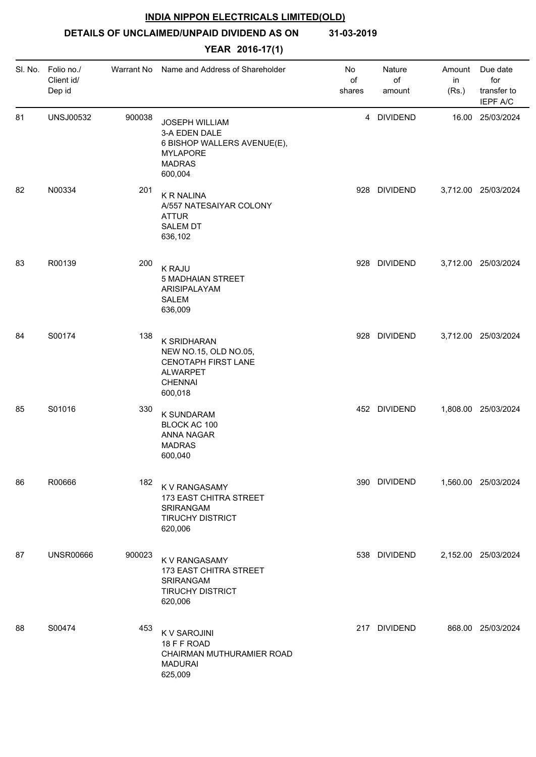**INDIA NIPPON ELECTRICALS LIMITED(OLD)**

**DETAILS OF UNCLAIMED/UNPAID DIVIDEND AS ON 31-03-2019**

**YEAR 2016-17(1)**

| Sl. No. | Folio no./ Client id/ Dep id | Warrant No | Name and Address of Shareholder | No of shares | Nature of amount | Amount in (Rs.) | Due date for transfer to IEPF A/C |
|---|---|---|---|---|---|---|---|
| 81 | UNSJ00532 | 900038 | JOSEPH WILLIAM 3-A EDEN DALE 6 BISHOP WALLERS AVENUE(E), MYLAPORE MADRAS 600,004 | 4 | DIVIDEND | 16.00 | 25/03/2024 |
| 82 | N00334 | 201 | K R NALINA A/557 NATESAIYAR COLONY ATTUR SALEM DT 636,102 | 928 | DIVIDEND | 3,712.00 | 25/03/2024 |
| 83 | R00139 | 200 | K RAJU 5 MADHAIAN STREET ARISIPALAYAM SALEM 636,009 | 928 | DIVIDEND | 3,712.00 | 25/03/2024 |
| 84 | S00174 | 138 | K SRIDHARAN NEW NO.15, OLD NO.05, CENOTAPH FIRST LANE ALWARPET CHENNAI 600,018 | 928 | DIVIDEND | 3,712.00 | 25/03/2024 |
| 85 | S01016 | 330 | K SUNDARAM BLOCK AC 100 ANNA NAGAR MADRAS 600,040 | 452 | DIVIDEND | 1,808.00 | 25/03/2024 |
| 86 | R00666 | 182 | K V RANGASAMY 173 EAST CHITRA STREET SRIRANGAM TIRUCHY DISTRICT 620,006 | 390 | DIVIDEND | 1,560.00 | 25/03/2024 |
| 87 | UNSR00666 | 900023 | K V RANGASAMY 173 EAST CHITRA STREET SRIRANGAM TIRUCHY DISTRICT 620,006 | 538 | DIVIDEND | 2,152.00 | 25/03/2024 |
| 88 | S00474 | 453 | K V SAROJINI 18 F F ROAD CHAIRMAN MUTHURAMIER ROAD MADURAI 625,009 | 217 | DIVIDEND | 868.00 | 25/03/2024 |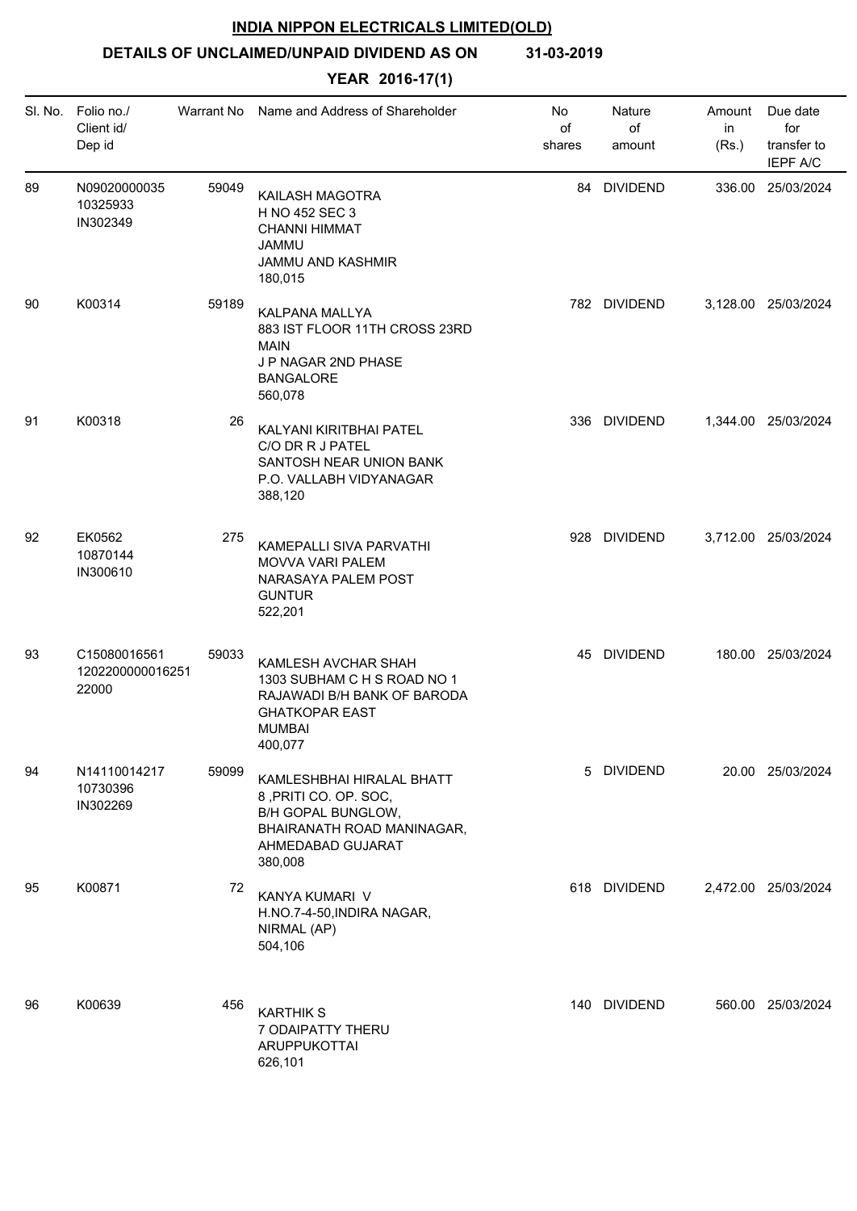**INDIA NIPPON ELECTRICALS LIMITED(OLD)**

**DETAILS OF UNCLAIMED/UNPAID DIVIDEND AS ON 31-03-2019**

**YEAR 2016-17(1)**

| Sl. No. | Folio no./ Client id/ Dep id | Warrant No | Name and Address of Shareholder | No of shares | Nature of amount | Amount in (Rs.) | Due date for transfer to IEPF A/C |
|---|---|---|---|---|---|---|---|
| 89 | N09020000035 10325933 IN302349 | 59049 | KAILASH MAGOTRA H NO 452 SEC 3 CHANNI HIMMAT JAMMU JAMMU AND KASHMIR 180,015 | 84 | DIVIDEND | 336.00 | 25/03/2024 |
| 90 | K00314 | 59189 | KALPANA MALLYA 883 IST FLOOR 11TH CROSS 23RD MAIN J P NAGAR 2ND PHASE BANGALORE 560,078 | 782 | DIVIDEND | 3,128.00 | 25/03/2024 |
| 91 | K00318 | 26 | KALYANI KIRITBHAI PATEL C/O DR R J PATEL SANTOSH NEAR UNION BANK P.O. VALLABH VIDYANAGAR 388,120 | 336 | DIVIDEND | 1,344.00 | 25/03/2024 |
| 92 | EK0562 10870144 IN300610 | 275 | KAMEPALLI SIVA PARVATHI MOVVA VARI PALEM NARASAYA PALEM POST GUNTUR 522,201 | 928 | DIVIDEND | 3,712.00 | 25/03/2024 |
| 93 | C15080016561 1202200000016251 22000 | 59033 | KAMLESH AVCHAR SHAH 1303 SUBHAM C H S ROAD NO 1 RAJAWADI B/H BANK OF BARODA GHATKOPAR EAST MUMBAI 400,077 | 45 | DIVIDEND | 180.00 | 25/03/2024 |
| 94 | N14110014217 10730396 IN302269 | 59099 | KAMLESHBHAI HIRALAL BHATT 8 ,PRITI CO. OP. SOC, B/H GOPAL BUNGLOW, BHAIRANATH ROAD MANINAGAR, AHMEDABAD GUJARAT 380,008 | 5 | DIVIDEND | 20.00 | 25/03/2024 |
| 95 | K00871 | 72 | KANYA KUMARI V H.NO.7-4-50,INDIRA NAGAR, NIRMAL (AP) 504,106 | 618 | DIVIDEND | 2,472.00 | 25/03/2024 |
| 96 | K00639 | 456 | KARTHIK S 7 ODAIPATTY THERU ARUPPUKOTTAI 626,101 | 140 | DIVIDEND | 560.00 | 25/03/2024 |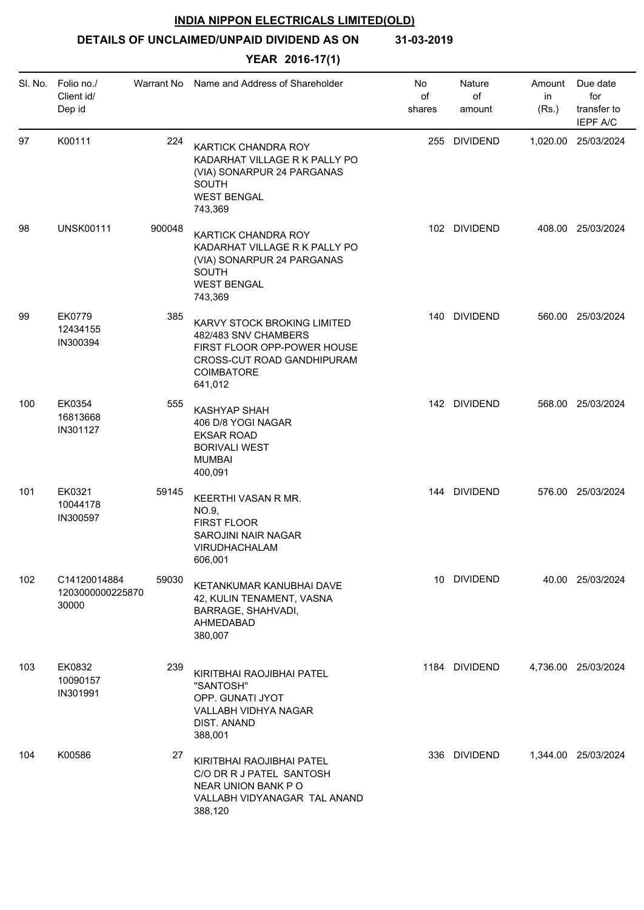**INDIA NIPPON ELECTRICALS LIMITED(OLD)**

**DETAILS OF UNCLAIMED/UNPAID DIVIDEND AS ON 31-03-2019**

**YEAR 2016-17(1)**

| Sl. No. | Folio no./ Client id/ Dep id | Warrant No | Name and Address of Shareholder | No of shares | Nature of amount | Amount in (Rs.) | Due date for transfer to IEPF A/C |
|---|---|---|---|---|---|---|---|
| 97 | K00111 | 224 | KARTICK CHANDRA ROY<br>KADARHAT VILLAGE R K PALLY PO<br>(VIA) SONARPUR 24 PARGANAS<br>SOUTH<br>WEST BENGAL<br>743,369 | 255 | DIVIDEND | 1,020.00 | 25/03/2024 |
| 98 | UNSK00111 | 900048 | KARTICK CHANDRA ROY<br>KADARHAT VILLAGE R K PALLY PO<br>(VIA) SONARPUR 24 PARGANAS<br>SOUTH<br>WEST BENGAL<br>743,369 | 102 | DIVIDEND | 408.00 | 25/03/2024 |
| 99 | EK0779<br>12434155<br>IN300394 | 385 | KARVY STOCK BROKING LIMITED<br>482/483 SNV CHAMBERS<br>FIRST FLOOR OPP-POWER HOUSE<br>CROSS-CUT ROAD GANDHIPURAM<br>COIMBATORE<br>641,012 | 140 | DIVIDEND | 560.00 | 25/03/2024 |
| 100 | EK0354<br>16813668<br>IN301127 | 555 | KASHYAP SHAH<br>406 D/8 YOGI NAGAR<br>EKSAR ROAD<br>BORIVALI WEST<br>MUMBAI<br>400,091 | 142 | DIVIDEND | 568.00 | 25/03/2024 |
| 101 | EK0321<br>10044178<br>IN300597 | 59145 | KEERTHI VASAN R MR.<br>NO.9,<br>FIRST FLOOR<br>SAROJINI NAIR NAGAR<br>VIRUDHACHALAM<br>606,001 | 144 | DIVIDEND | 576.00 | 25/03/2024 |
| 102 | C14120014884<br>1203000000225870<br>30000 | 59030 | KETANKUMAR KANUBHAI DAVE<br>42, KULIN TENAMENT, VASNA<br>BARRAGE, SHAHVADI,<br>AHMEDABAD<br>380,007 | 10 | DIVIDEND | 40.00 | 25/03/2024 |
| 103 | EK0832<br>10090157<br>IN301991 | 239 | KIRITBHAI RAOJIBHAI PATEL<br>"SANTOSH"<br>OPP. GUNATI JYOT<br>VALLABH VIDHYA NAGAR<br>DIST. ANAND<br>388,001 | 1184 | DIVIDEND | 4,736.00 | 25/03/2024 |
| 104 | K00586 | 27 | KIRITBHAI RAOJIBHAI PATEL<br>C/O DR R J PATEL SANTOSH<br>NEAR UNION BANK P O<br>VALLABH VIDYANAGAR TAL ANAND<br>388,120 | 336 | DIVIDEND | 1,344.00 | 25/03/2024 |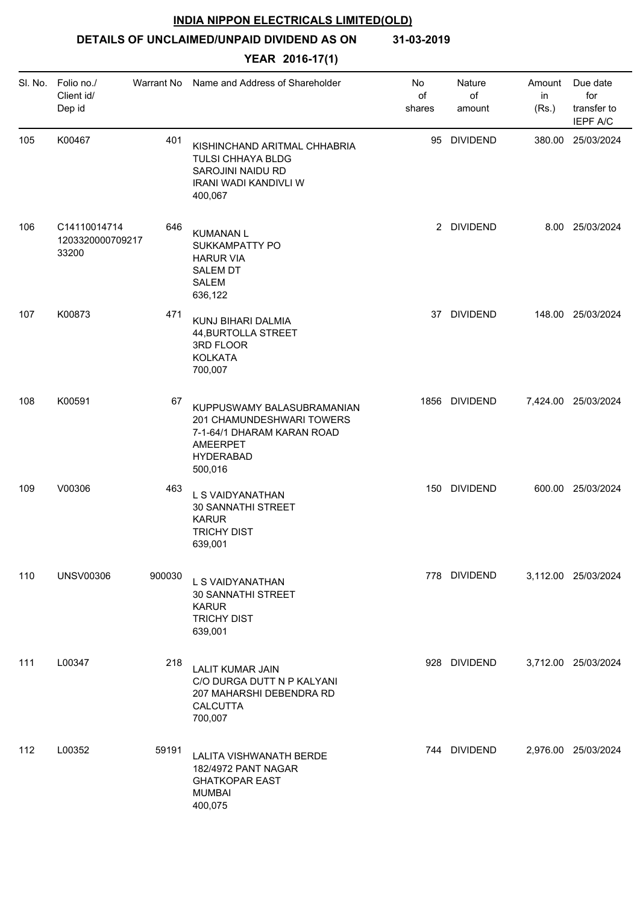# INDIA NIPPON ELECTRICALS LIMITED(OLD)

**DETAILS OF UNCLAIMED/UNPAID DIVIDEND AS ON 31-03-2019**

**YEAR 2016-17(1)**

| Sl. No. | Folio no./ Client id/ Dep id | Warrant No | Name and Address of Shareholder | No of shares | Nature of amount | Amount in (Rs.) | Due date for transfer to IEPF A/C |
|---|---|---|---|---|---|---|---|
| 105 | K00467 | 401 | KISHINCHAND ARITMAL CHHABRIA TULSI CHHAYA BLDG SAROJINI NAIDU RD IRANI WADI KANDIVLI W 400,067 | 95 | DIVIDEND | 380.00 | 25/03/2024 |
| 106 | C14110014714 1203320000709217 33200 | 646 | KUMANAN L SUKKAMPATTY PO HARUR VIA SALEM DT SALEM 636,122 | 2 | DIVIDEND | 8.00 | 25/03/2024 |
| 107 | K00873 | 471 | KUNJ BIHARI DALMIA 44,BURTOLLA STREET 3RD FLOOR KOLKATA 700,007 | 37 | DIVIDEND | 148.00 | 25/03/2024 |
| 108 | K00591 | 67 | KUPPUSWAMY BALASUBRAMANIAN 201 CHAMUNDESHWARI TOWERS 7-1-64/1 DHARAM KARAN ROAD AMEERPET HYDERABAD 500,016 | 1856 | DIVIDEND | 7,424.00 | 25/03/2024 |
| 109 | V00306 | 463 | L S VAIDYANATHAN 30 SANNATHI STREET KARUR TRICHY DIST 639,001 | 150 | DIVIDEND | 600.00 | 25/03/2024 |
| 110 | UNSV00306 | 900030 | L S VAIDYANATHAN 30 SANNATHI STREET KARUR TRICHY DIST 639,001 | 778 | DIVIDEND | 3,112.00 | 25/03/2024 |
| 111 | L00347 | 218 | LALIT KUMAR JAIN C/O DURGA DUTT N P KALYANI 207 MAHARSHI DEBENDRA RD CALCUTTA 700,007 | 928 | DIVIDEND | 3,712.00 | 25/03/2024 |
| 112 | L00352 | 59191 | LALITA VISHWANATH BERDE 182/4972 PANT NAGAR GHATKOPAR EAST MUMBAI 400,075 | 744 | DIVIDEND | 2,976.00 | 25/03/2024 |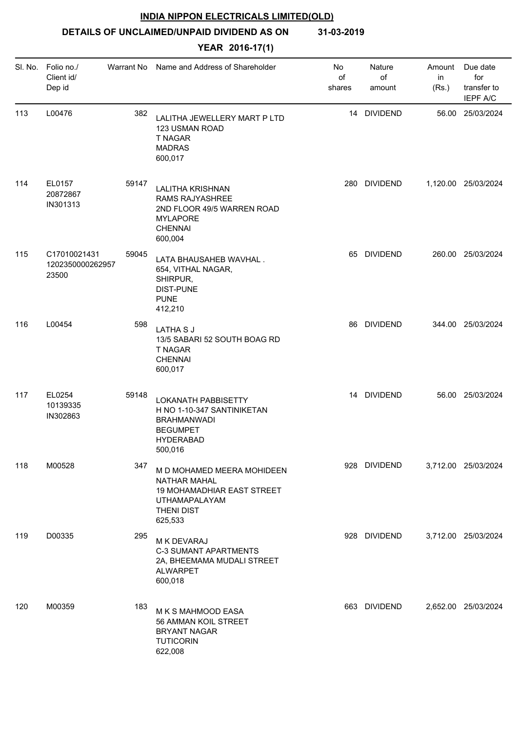**INDIA NIPPON ELECTRICALS LIMITED(OLD)**

**DETAILS OF UNCLAIMED/UNPAID DIVIDEND AS ON 31-03-2019**

**YEAR 2016-17(1)**

| Sl. No. | Folio no./ Client id/ Dep id | Warrant No | Name and Address of Shareholder | No of shares | Nature of amount | Amount in (Rs.) | Due date for transfer to IEPF A/C |
|---|---|---|---|---|---|---|---|
| 113 | L00476 | 382 | LALITHA JEWELLERY MART P LTD 123 USMAN ROAD T NAGAR MADRAS 600,017 | 14 | DIVIDEND | 56.00 | 25/03/2024 |
| 114 | EL0157 20872867 IN301313 | 59147 | LALITHA KRISHNAN RAMS RAJYASHREE 2ND FLOOR 49/5 WARREN ROAD MYLAPORE CHENNAI 600,004 | 280 | DIVIDEND | 1,120.00 | 25/03/2024 |
| 115 | C17010021431 1202350000262957 23500 | 59045 | LATA BHAUSAHEB WAVHAL . 654, VITHAL NAGAR, SHIRPUR, DIST-PUNE PUNE 412,210 | 65 | DIVIDEND | 260.00 | 25/03/2024 |
| 116 | L00454 | 598 | LATHA S J 13/5 SABARI 52 SOUTH BOAG RD T NAGAR CHENNAI 600,017 | 86 | DIVIDEND | 344.00 | 25/03/2024 |
| 117 | EL0254 10139335 IN302863 | 59148 | LOKANATH PABBISETTY H NO 1-10-347 SANTINIKETAN BRAHMANWADI BEGUMPET HYDERABAD 500,016 | 14 | DIVIDEND | 56.00 | 25/03/2024 |
| 118 | M00528 | 347 | M D MOHAMED MEERA MOHIDEEN NATHAR MAHAL 19 MOHAMADHIAR EAST STREET UTHAMAPALAYAM THENI DIST 625,533 | 928 | DIVIDEND | 3,712.00 | 25/03/2024 |
| 119 | D00335 | 295 | M K DEVARAJ C-3 SUMANT APARTMENTS 2A, BHEEMAMA MUDALI STREET ALWARPET 600,018 | 928 | DIVIDEND | 3,712.00 | 25/03/2024 |
| 120 | M00359 | 183 | M K S MAHMOOD EASA 56 AMMAN KOIL STREET BRYANT NAGAR TUTICORIN 622,008 | 663 | DIVIDEND | 2,652.00 | 25/03/2024 |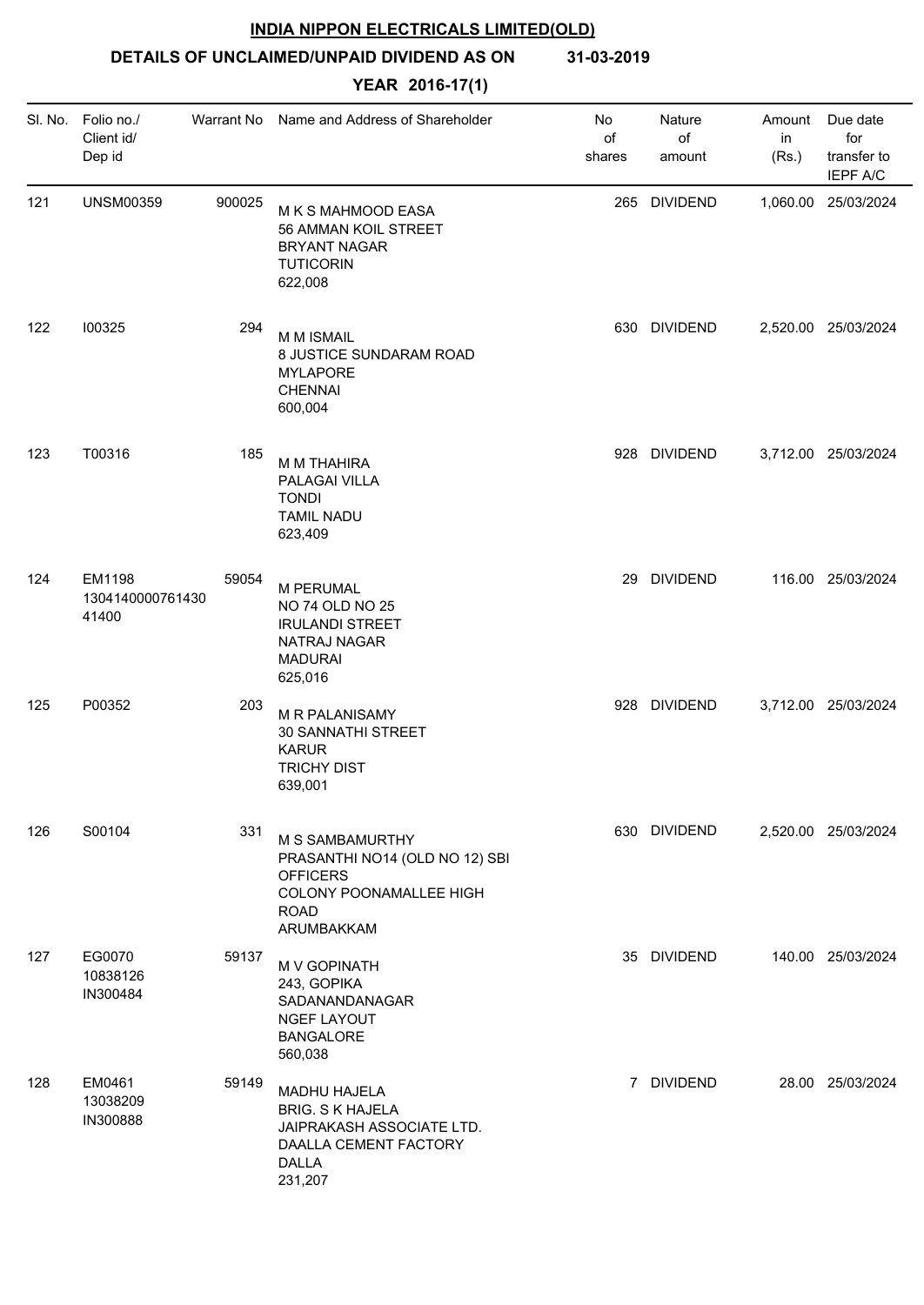**INDIA NIPPON ELECTRICALS LIMITED(OLD)**

**DETAILS OF UNCLAIMED/UNPAID DIVIDEND AS ON 31-03-2019**

**YEAR 2016-17(1)**

| Sl. No. | Folio no./ Client id/ Dep id | Warrant No | Name and Address of Shareholder | No of shares | Nature of amount | Amount in (Rs.) | Due date for transfer to IEPF A/C |
|---|---|---|---|---|---|---|---|
| 121 | UNSM00359 | 900025 | M K S MAHMOOD EASA<br>56 AMMAN KOIL STREET<br>BRYANT NAGAR<br>TUTICORIN<br>622,008 | 265 | DIVIDEND | 1,060.00 | 25/03/2024 |
| 122 | I00325 | 294 | M M ISMAIL<br>8 JUSTICE SUNDARAM ROAD<br>MYLAPORE<br>CHENNAI<br>600,004 | 630 | DIVIDEND | 2,520.00 | 25/03/2024 |
| 123 | T00316 | 185 | M M THAHIRA<br>PALAGAI VILLA<br>TONDI<br>TAMIL NADU<br>623,409 | 928 | DIVIDEND | 3,712.00 | 25/03/2024 |
| 124 | EM1198<br>1304140000761430<br>41400 | 59054 | M PERUMAL<br>NO 74 OLD NO 25<br>IRULANDI STREET<br>NATRAJ NAGAR<br>MADURAI<br>625,016 | 29 | DIVIDEND | 116.00 | 25/03/2024 |
| 125 | P00352 | 203 | M R PALANISAMY<br>30 SANNATHI STREET<br>KARUR<br>TRICHY DIST<br>639,001 | 928 | DIVIDEND | 3,712.00 | 25/03/2024 |
| 126 | S00104 | 331 | M S SAMBAMURTHY<br>PRASANTHI NO14 (OLD NO 12) SBI<br>OFFICERS<br>COLONY POONAMALLEE HIGH<br>ROAD<br>ARUMBAKKAM | 630 | DIVIDEND | 2,520.00 | 25/03/2024 |
| 127 | EG0070<br>10838126<br>IN300484 | 59137 | M V GOPINATH<br>243, GOPIKA<br>SADANANDANAGAR<br>NGEF LAYOUT<br>BANGALORE<br>560,038 | 35 | DIVIDEND | 140.00 | 25/03/2024 |
| 128 | EM0461<br>13038209<br>IN300888 | 59149 | MADHU HAJELA<br>BRIG. S K HAJELA<br>JAIPRAKASH ASSOCIATE LTD.<br>DAALLA CEMENT FACTORY<br>DALLA<br>231,207 | 7 | DIVIDEND | 28.00 | 25/03/2024 |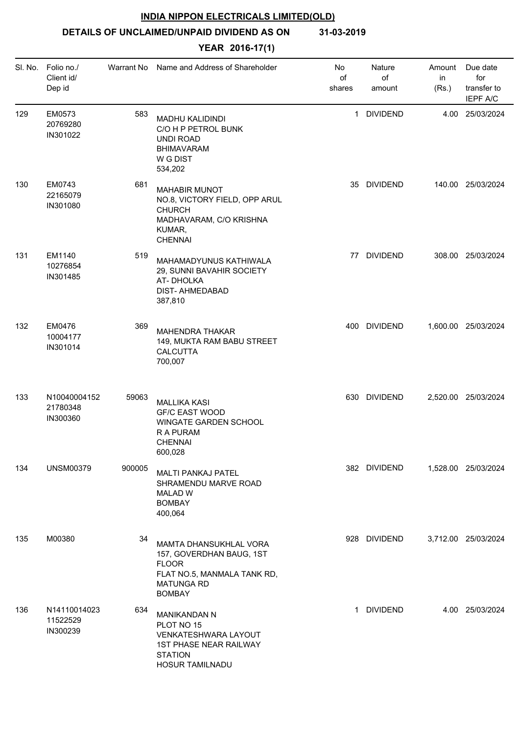**INDIA NIPPON ELECTRICALS LIMITED(OLD)**

**DETAILS OF UNCLAIMED/UNPAID DIVIDEND AS ON 31-03-2019**

**YEAR 2016-17(1)**

| Sl. No. | Folio no./ Client id/ Dep id | Warrant No | Name and Address of Shareholder | No of shares | Nature of amount | Amount in (Rs.) | Due date for transfer to IEPF A/C |
|---|---|---|---|---|---|---|---|
| 129 | EM0573 20769280 IN301022 | 583 | MADHU KALIDINDI C/O H P PETROL BUNK UNDI ROAD BHIMAVARAM W G DIST 534,202 | 1 | DIVIDEND | 4.00 | 25/03/2024 |
| 130 | EM0743 22165079 IN301080 | 681 | MAHABIR MUNOT NO.8, VICTORY FIELD, OPP ARUL CHURCH MADHAVARAM, C/O KRISHNA KUMAR, CHENNAI | 35 | DIVIDEND | 140.00 | 25/03/2024 |
| 131 | EM1140 10276854 IN301485 | 519 | MAHAMADYUNUS KATHIWALA 29, SUNNI BAVAHIR SOCIETY AT- DHOLKA DIST- AHMEDABAD 387,810 | 77 | DIVIDEND | 308.00 | 25/03/2024 |
| 132 | EM0476 10004177 IN301014 | 369 | MAHENDRA THAKAR 149, MUKTA RAM BABU STREET CALCUTTA 700,007 | 400 | DIVIDEND | 1,600.00 | 25/03/2024 |
| 133 | N10040004152 21780348 IN300360 | 59063 | MALLIKA KASI GF/C EAST WOOD WINGATE GARDEN SCHOOL R A PURAM CHENNAI 600,028 | 630 | DIVIDEND | 2,520.00 | 25/03/2024 |
| 134 | UNSM00379 | 900005 | MALTI PANKAJ PATEL SHRAMENDU MARVE ROAD MALAD W BOMBAY 400,064 | 382 | DIVIDEND | 1,528.00 | 25/03/2024 |
| 135 | M00380 | 34 | MAMTA DHANSUKHLAL VORA 157, GOVERDHAN BAUG, 1ST FLOOR FLAT NO.5, MANMALA TANK RD, MATUNGA RD BOMBAY | 928 | DIVIDEND | 3,712.00 | 25/03/2024 |
| 136 | N14110014023 11522529 IN300239 | 634 | MANIKANDAN N PLOT NO 15 VENKATESHWARA LAYOUT 1ST PHASE NEAR RAILWAY STATION HOSUR TAMILNADU | 1 | DIVIDEND | 4.00 | 25/03/2024 |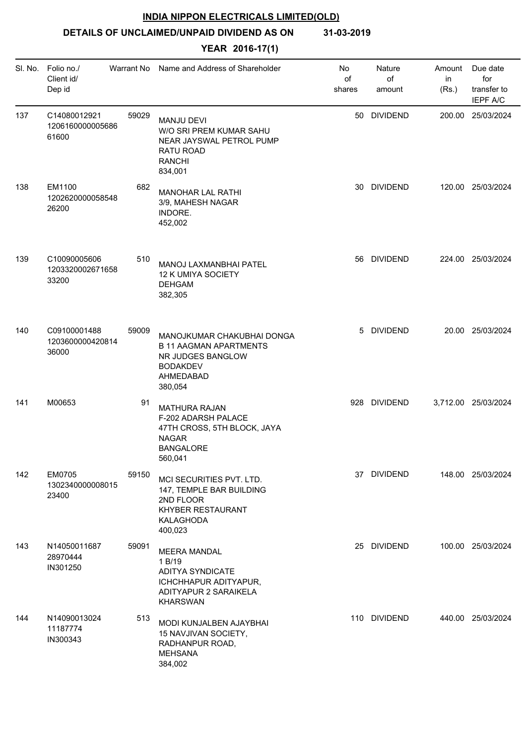**INDIA NIPPON ELECTRICALS LIMITED(OLD)**

**DETAILS OF UNCLAIMED/UNPAID DIVIDEND AS ON 31-03-2019**

**YEAR 2016-17(1)**

| Sl. No. | Folio no./ Client id/ Dep id | Warrant No | Name and Address of Shareholder | No of shares | Nature of amount | Amount in (Rs.) | Due date for transfer to IEPF A/C |
|---|---|---|---|---|---|---|---|
| 137 | C14080012921 1206160000005686 61600 | 59029 | MANJU DEVI W/O SRI PREM KUMAR SAHU NEAR JAYSWAL PETROL PUMP RATU ROAD RANCHI 834,001 | 50 | DIVIDEND | 200.00 | 25/03/2024 |
| 138 | EM1100 1202620000058548 26200 | 682 | MANOHAR LAL RATHI 3/9, MAHESH NAGAR INDORE. 452,002 | 30 | DIVIDEND | 120.00 | 25/03/2024 |
| 139 | C10090005606 1203320002671658 33200 | 510 | MANOJ LAXMANBHAI PATEL 12 K UMIYA SOCIETY DEHGAM 382,305 | 56 | DIVIDEND | 224.00 | 25/03/2024 |
| 140 | C09100001488 1203600000420814 36000 | 59009 | MANOJKUMAR CHAKUBHAI DONGA B 11 AAGMAN APARTMENTS NR JUDGES BANGLOW BODAKDEV AHMEDABAD 380,054 | 5 | DIVIDEND | 20.00 | 25/03/2024 |
| 141 | M00653 | 91 | MATHURA RAJAN F-202 ADARSH PALACE 47TH CROSS, 5TH BLOCK, JAYA NAGAR BANGALORE 560,041 | 928 | DIVIDEND | 3,712.00 | 25/03/2024 |
| 142 | EM0705 1302340000008015 23400 | 59150 | MCI SECURITIES PVT. LTD. 147, TEMPLE BAR BUILDING 2ND FLOOR KHYBER RESTAURANT KALAGHODA 400,023 | 37 | DIVIDEND | 148.00 | 25/03/2024 |
| 143 | N14050011687 28970444 IN301250 | 59091 | MEERA MANDAL 1 B/19 ADITYA SYNDICATE ICHCHHAPUR ADITYAPUR, ADITYAPUR 2 SARAIKELA KHARSWAN | 25 | DIVIDEND | 100.00 | 25/03/2024 |
| 144 | N14090013024 11187774 IN300343 | 513 | MODI KUNJALBEN AJAYBHAI 15 NAVJIVAN SOCIETY, RADHANPUR ROAD, MEHSANA 384,002 | 110 | DIVIDEND | 440.00 | 25/03/2024 |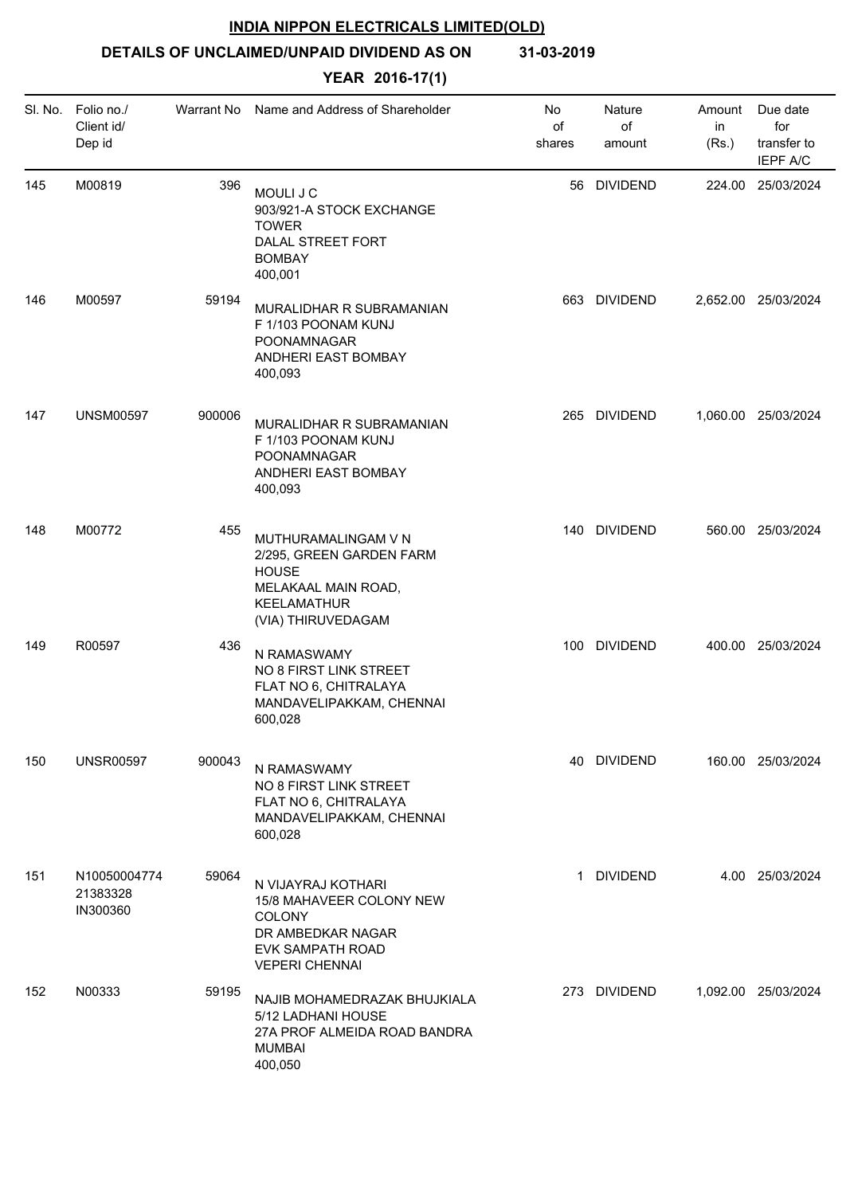**INDIA NIPPON ELECTRICALS LIMITED(OLD)**

**DETAILS OF UNCLAIMED/UNPAID DIVIDEND AS ON 31-03-2019**

**YEAR 2016-17(1)**

| Sl. No. | Folio no./ Client id/ Dep id | Warrant No | Name and Address of Shareholder | No of shares | Nature of amount | Amount in (Rs.) | Due date for transfer to IEPF A/C |
|---|---|---|---|---|---|---|---|
| 145 | M00819 | 396 | MOULI J C<br>903/921-A STOCK EXCHANGE TOWER<br>DALAL STREET FORT<br>BOMBAY<br>400,001 | 56 | DIVIDEND | 224.00 | 25/03/2024 |
| 146 | M00597 | 59194 | MURALIDHAR R SUBRAMANIAN<br>F 1/103 POONAM KUNJ<br>POONAMNAGAR<br>ANDHERI EAST BOMBAY<br>400,093 | 663 | DIVIDEND | 2,652.00 | 25/03/2024 |
| 147 | UNSM00597 | 900006 | MURALIDHAR R SUBRAMANIAN<br>F 1/103 POONAM KUNJ<br>POONAMNAGAR<br>ANDHERI EAST BOMBAY<br>400,093 | 265 | DIVIDEND | 1,060.00 | 25/03/2024 |
| 148 | M00772 | 455 | MUTHURAMALINGAM V N<br>2/295, GREEN GARDEN FARM HOUSE<br>MELAKAAL MAIN ROAD,<br>KEELAMATHUR<br>(VIA) THIRUVEDAGAM | 140 | DIVIDEND | 560.00 | 25/03/2024 |
| 149 | R00597 | 436 | N RAMASWAMY<br>NO 8 FIRST LINK STREET<br>FLAT NO 6, CHITRALAYA<br>MANDAVELIPAKKAM, CHENNAI<br>600,028 | 100 | DIVIDEND | 400.00 | 25/03/2024 |
| 150 | UNSR00597 | 900043 | N RAMASWAMY<br>NO 8 FIRST LINK STREET<br>FLAT NO 6, CHITRALAYA<br>MANDAVELIPAKKAM, CHENNAI<br>600,028 | 40 | DIVIDEND | 160.00 | 25/03/2024 |
| 151 | N10050004774<br>21383328<br>IN300360 | 59064 | N VIJAYRAJ KOTHARI<br>15/8 MAHAVEER COLONY NEW COLONY<br>DR AMBEDKAR NAGAR<br>EVK SAMPATH ROAD<br>VEPERI CHENNAI | 1 | DIVIDEND | 4.00 | 25/03/2024 |
| 152 | N00333 | 59195 | NAJIB MOHAMEDRAZAK BHUJKIALA<br>5/12 LADHANI HOUSE<br>27A PROF ALMEIDA ROAD BANDRA<br>MUMBAI<br>400,050 | 273 | DIVIDEND | 1,092.00 | 25/03/2024 |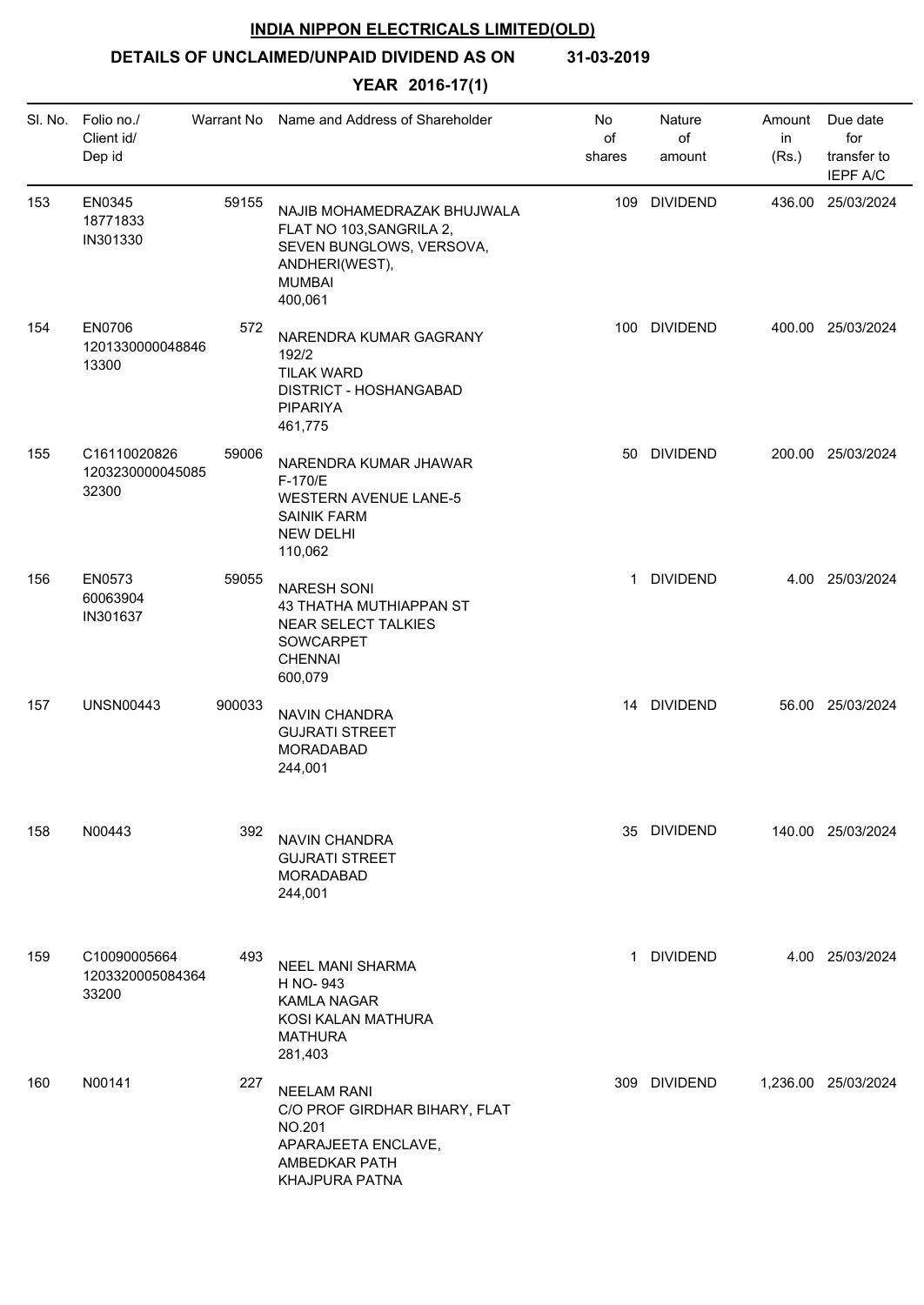**INDIA NIPPON ELECTRICALS LIMITED(OLD)**

**DETAILS OF UNCLAIMED/UNPAID DIVIDEND AS ON 31-03-2019**

**YEAR 2016-17(1)**

| Sl. No. | Folio no./ Client id/ Dep id | Warrant No | Name and Address of Shareholder | No of shares | Nature of amount | Amount in (Rs.) | Due date for transfer to IEPF A/C |
|---|---|---|---|---|---|---|---|
| 153 | EN0345<br>18771833<br>IN301330 | 59155 | NAJIB MOHAMEDRAZAK BHUJWALA<br>FLAT NO 103,SANGRILA 2,<br>SEVEN BUNGLOWS, VERSOVA,<br>ANDHERI(WEST),<br>MUMBAI<br>400,061 | 109 | DIVIDEND | 436.00 | 25/03/2024 |
| 154 | EN0706<br>1201330000048846<br>13300 | 572 | NARENDRA KUMAR GAGRANY<br>192/2<br>TILAK WARD<br>DISTRICT - HOSHANGABAD<br>PIPARIYA<br>461,775 | 100 | DIVIDEND | 400.00 | 25/03/2024 |
| 155 | C16110020826<br>1203230000045085<br>32300 | 59006 | NARENDRA KUMAR JHAWAR<br>F-170/E<br>WESTERN AVENUE LANE-5<br>SAINIK FARM<br>NEW DELHI<br>110,062 | 50 | DIVIDEND | 200.00 | 25/03/2024 |
| 156 | EN0573<br>60063904<br>IN301637 | 59055 | NARESH SONI<br>43 THATHA MUTHIAPPAN ST<br>NEAR SELECT TALKIES<br>SOWCARPET<br>CHENNAI<br>600,079 | 1 | DIVIDEND | 4.00 | 25/03/2024 |
| 157 | UNSN00443 | 900033 | NAVIN CHANDRA<br>GUJRATI STREET<br>MORADABAD<br>244,001 | 14 | DIVIDEND | 56.00 | 25/03/2024 |
| 158 | N00443 | 392 | NAVIN CHANDRA<br>GUJRATI STREET<br>MORADABAD<br>244,001 | 35 | DIVIDEND | 140.00 | 25/03/2024 |
| 159 | C10090005664<br>1203320005084364<br>33200 | 493 | NEEL MANI SHARMA<br>H NO- 943<br>KAMLA NAGAR<br>KOSI KALAN MATHURA<br>MATHURA<br>281,403 | 1 | DIVIDEND | 4.00 | 25/03/2024 |
| 160 | N00141 | 227 | NEELAM RANI<br>C/O PROF GIRDHAR BIHARY, FLAT NO.201<br>APARAJEETA ENCLAVE,<br>AMBEDKAR PATH<br>KHAJPURA PATNA | 309 | DIVIDEND | 1,236.00 | 25/03/2024 |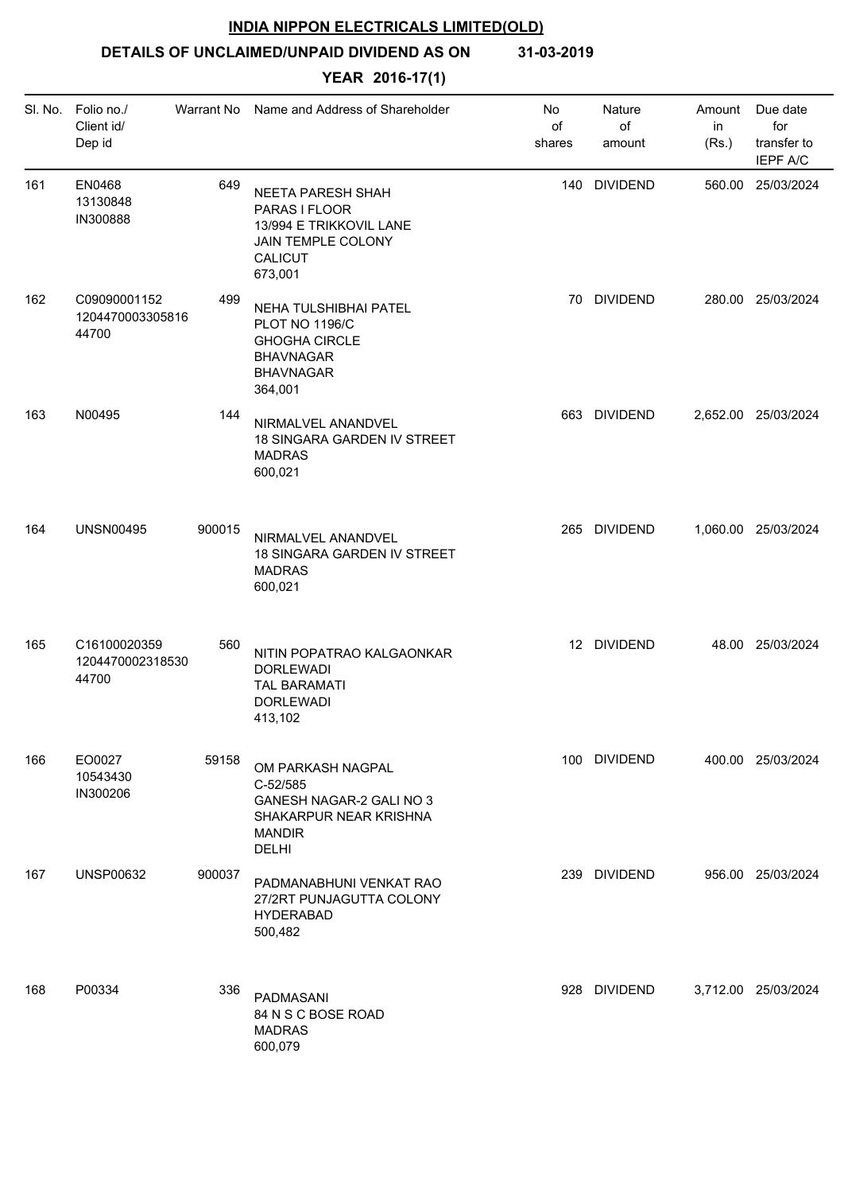**INDIA NIPPON ELECTRICALS LIMITED(OLD)**

**DETAILS OF UNCLAIMED/UNPAID DIVIDEND AS ON 31-03-2019**

**YEAR 2016-17(1)**

| Sl. No. | Folio no./ Client id/ Dep id | Warrant No | Name and Address of Shareholder | No of shares | Nature of amount | Amount in (Rs.) | Due date for transfer to IEPF A/C |
|---|---|---|---|---|---|---|---|
| 161 | EN0468 13130848 IN300888 | 649 | NEETA PARESH SHAH PARAS I FLOOR 13/994 E TRIKKOVIL LANE JAIN TEMPLE COLONY CALICUT 673,001 | 140 | DIVIDEND | 560.00 | 25/03/2024 |
| 162 | C09090001152 1204470003305816 44700 | 499 | NEHA TULSHIBHAI PATEL PLOT NO 1196/C GHOGHA CIRCLE BHAVNAGAR BHAVNAGAR 364,001 | 70 | DIVIDEND | 280.00 | 25/03/2024 |
| 163 | N00495 | 144 | NIRMALVEL ANANDVEL 18 SINGARA GARDEN IV STREET MADRAS 600,021 | 663 | DIVIDEND | 2,652.00 | 25/03/2024 |
| 164 | UNSN00495 | 900015 | NIRMALVEL ANANDVEL 18 SINGARA GARDEN IV STREET MADRAS 600,021 | 265 | DIVIDEND | 1,060.00 | 25/03/2024 |
| 165 | C16100020359 1204470002318530 44700 | 560 | NITIN POPATRAO KALGAONKAR DORLEWADI TAL BARAMATI DORLEWADI 413,102 | 12 | DIVIDEND | 48.00 | 25/03/2024 |
| 166 | EO0027 10543430 IN300206 | 59158 | OM PARKASH NAGPAL C-52/585 GANESH NAGAR-2 GALI NO 3 SHAKARPUR NEAR KRISHNA MANDIR DELHI | 100 | DIVIDEND | 400.00 | 25/03/2024 |
| 167 | UNSP00632 | 900037 | PADMANABHUNI VENKAT RAO 27/2RT PUNJAGUTTA COLONY HYDERABAD 500,482 | 239 | DIVIDEND | 956.00 | 25/03/2024 |
| 168 | P00334 | 336 | PADMASANI 84 N S C BOSE ROAD MADRAS 600,079 | 928 | DIVIDEND | 3,712.00 | 25/03/2024 |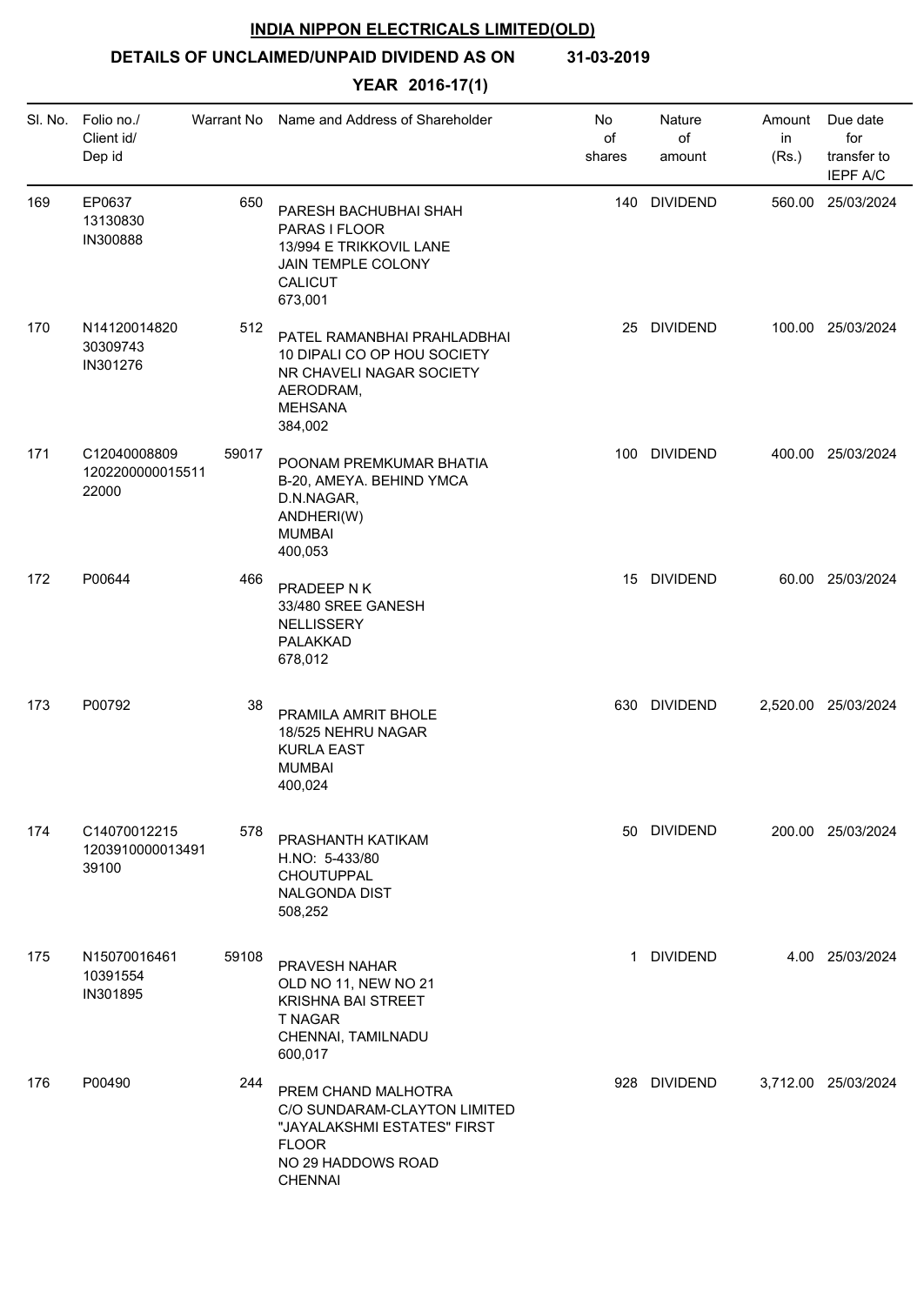# INDIA NIPPON ELECTRICALS LIMITED(OLD)

**DETAILS OF UNCLAIMED/UNPAID DIVIDEND AS ON 31-03-2019**

**YEAR 2016-17(1)**

| Sl. No. | Folio no./ Client id/ Dep id | Warrant No | Name and Address of Shareholder | No of shares | Nature of amount | Amount in (Rs.) | Due date for transfer to IEPF A/C |
|---|---|---|---|---|---|---|---|
| 169 | EP0637 13130830 IN300888 | 650 | PARESH BACHUBHAI SHAH PARAS I FLOOR 13/994 E TRIKKOVIL LANE JAIN TEMPLE COLONY CALICUT 673,001 | 140 | DIVIDEND | 560.00 | 25/03/2024 |
| 170 | N14120014820 30309743 IN301276 | 512 | PATEL RAMANBHAI PRAHLADBHAI 10 DIPALI CO OP HOU SOCIETY NR CHAVELI NAGAR SOCIETY AERODRAM, MEHSANA 384,002 | 25 | DIVIDEND | 100.00 | 25/03/2024 |
| 171 | C12040008809 1202200000015511 22000 | 59017 | POONAM PREMKUMAR BHATIA B-20, AMEYA. BEHIND YMCA D.N.NAGAR, ANDHERI(W) MUMBAI 400,053 | 100 | DIVIDEND | 400.00 | 25/03/2024 |
| 172 | P00644 | 466 | PRADEEP N K 33/480 SREE GANESH NELLISSERY PALAKKAD 678,012 | 15 | DIVIDEND | 60.00 | 25/03/2024 |
| 173 | P00792 | 38 | PRAMILA AMRIT BHOLE 18/525 NEHRU NAGAR KURLA EAST MUMBAI 400,024 | 630 | DIVIDEND | 2,520.00 | 25/03/2024 |
| 174 | C14070012215 1203910000013491 39100 | 578 | PRASHANTH KATIKAM H.NO: 5-433/80 CHOUTUPPAL NALGONDA DIST 508,252 | 50 | DIVIDEND | 200.00 | 25/03/2024 |
| 175 | N15070016461 10391554 IN301895 | 59108 | PRAVESH NAHAR OLD NO 11, NEW NO 21 KRISHNA BAI STREET T NAGAR CHENNAI, TAMILNADU 600,017 | 1 | DIVIDEND | 4.00 | 25/03/2024 |
| 176 | P00490 | 244 | PREM CHAND MALHOTRA C/O SUNDARAM-CLAYTON LIMITED "JAYALAKSHMI ESTATES" FIRST FLOOR NO 29 HADDOWS ROAD CHENNAI | 928 | DIVIDEND | 3,712.00 | 25/03/2024 |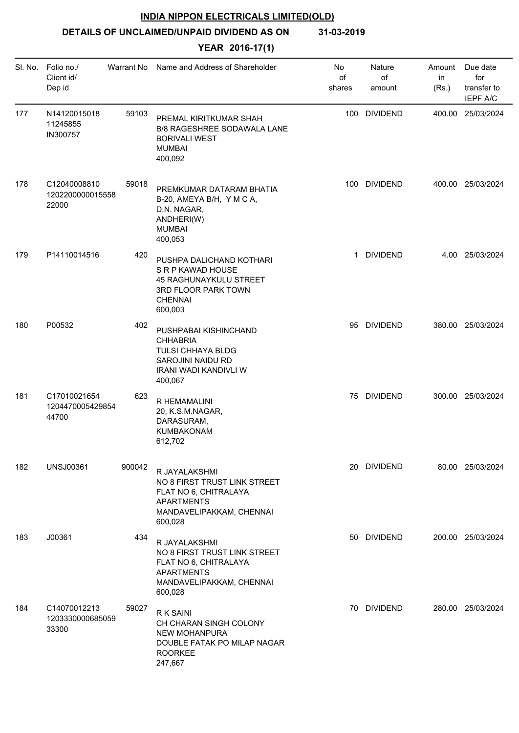# INDIA NIPPON ELECTRICALS LIMITED(OLD)

## DETAILS OF UNCLAIMED/UNPAID DIVIDEND AS ON 31-03-2019

### YEAR 2016-17(1)

| Sl. No. | Folio no./ Client id/ Dep id | Warrant No | Name and Address of Shareholder | No of shares | Nature of amount | Amount in (Rs.) | Due date for transfer to IEPF A/C |
|---|---|---|---|---|---|---|---|
| 177 | N14120015018 11245855 IN300757 | 59103 | PREMAL KIRITKUMAR SHAH B/8 RAGESHREE SODAWALA LANE BORIVALI WEST MUMBAI 400,092 | 100 | DIVIDEND | 400.00 | 25/03/2024 |
| 178 | C12040008810 1202200000015558 22000 | 59018 | PREMKUMAR DATARAM BHATIA B-20, AMEYA B/H, Y M C A, D.N. NAGAR, ANDHERI(W) MUMBAI 400,053 | 100 | DIVIDEND | 400.00 | 25/03/2024 |
| 179 | P14110014516 | 420 | PUSHPA DALICHAND KOTHARI S R P KAWAD HOUSE 45 RAGHUNAYKULU STREET 3RD FLOOR PARK TOWN CHENNAI 600,003 | 1 | DIVIDEND | 4.00 | 25/03/2024 |
| 180 | P00532 | 402 | PUSHPABAI KISHINCHAND CHHABRIA TULSI CHHAYA BLDG SAROJINI NAIDU RD IRANI WADI KANDIVLI W 400,067 | 95 | DIVIDEND | 380.00 | 25/03/2024 |
| 181 | C17010021654 1204470005429854 44700 | 623 | R HEMAMALINI 20, K.S.M.NAGAR, DARASURAM, KUMBAKONAM 612,702 | 75 | DIVIDEND | 300.00 | 25/03/2024 |
| 182 | UNSJ00361 | 900042 | R JAYALAKSHMI NO 8 FIRST TRUST LINK STREET FLAT NO 6, CHITRALAYA APARTMENTS MANDAVELIPAKKAM, CHENNAI 600,028 | 20 | DIVIDEND | 80.00 | 25/03/2024 |
| 183 | J00361 | 434 | R JAYALAKSHMI NO 8 FIRST TRUST LINK STREET FLAT NO 6, CHITRALAYA APARTMENTS MANDAVELIPAKKAM, CHENNAI 600,028 | 50 | DIVIDEND | 200.00 | 25/03/2024 |
| 184 | C14070012213 1203330000685059 33300 | 59027 | R K SAINI CH CHARAN SINGH COLONY NEW MOHANPURA DOUBLE FATAK PO MILAP NAGAR ROORKEE 247,667 | 70 | DIVIDEND | 280.00 | 25/03/2024 |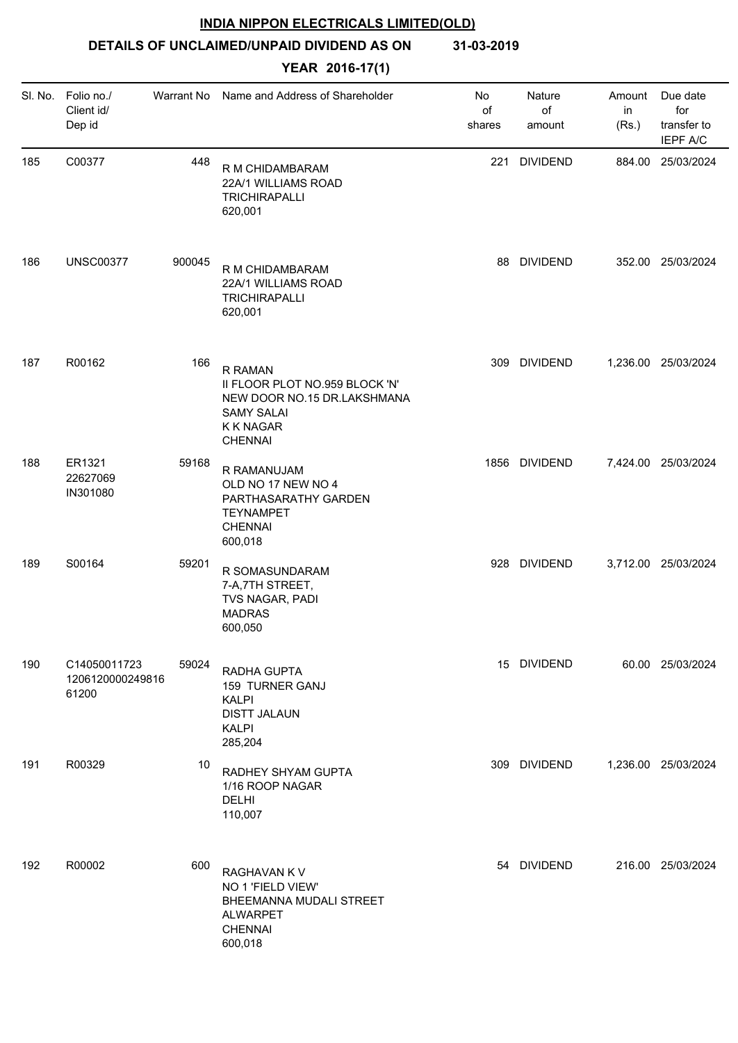**INDIA NIPPON ELECTRICALS LIMITED(OLD)**

**DETAILS OF UNCLAIMED/UNPAID DIVIDEND AS ON 31-03-2019**

**YEAR 2016-17(1)**

| Sl. No. | Folio no./ Client id/ Dep id | Warrant No | Name and Address of Shareholder | No of shares | Nature of amount | Amount in (Rs.) | Due date for transfer to IEPF A/C |
|---|---|---|---|---|---|---|---|
| 185 | C00377 | 448 | R M CHIDAMBARAM 22A/1 WILLIAMS ROAD TRICHIRAPALLI 620,001 | 221 | DIVIDEND | 884.00 | 25/03/2024 |
| 186 | UNSC00377 | 900045 | R M CHIDAMBARAM 22A/1 WILLIAMS ROAD TRICHIRAPALLI 620,001 | 88 | DIVIDEND | 352.00 | 25/03/2024 |
| 187 | R00162 | 166 | R RAMAN II FLOOR PLOT NO.959 BLOCK 'N' NEW DOOR NO.15 DR.LAKSHMANA SAMY SALAI K K NAGAR CHENNAI | 309 | DIVIDEND | 1,236.00 | 25/03/2024 |
| 188 | ER1321 22627069 IN301080 | 59168 | R RAMANUJAM OLD NO 17 NEW NO 4 PARTHASARATHY GARDEN TEYNAMPET CHENNAI 600,018 | 1856 | DIVIDEND | 7,424.00 | 25/03/2024 |
| 189 | S00164 | 59201 | R SOMASUNDARAM 7-A,7TH STREET, TVS NAGAR, PADI MADRAS 600,050 | 928 | DIVIDEND | 3,712.00 | 25/03/2024 |
| 190 | C14050011723 1206120000249816 61200 | 59024 | RADHA GUPTA 159 TURNER GANJ KALPI DISTT JALAUN KALPI 285,204 | 15 | DIVIDEND | 60.00 | 25/03/2024 |
| 191 | R00329 | 10 | RADHEY SHYAM GUPTA 1/16 ROOP NAGAR DELHI 110,007 | 309 | DIVIDEND | 1,236.00 | 25/03/2024 |
| 192 | R00002 | 600 | RAGHAVAN K V NO 1 'FIELD VIEW' BHEEMANNA MUDALI STREET ALWARPET CHENNAI 600,018 | 54 | DIVIDEND | 216.00 | 25/03/2024 |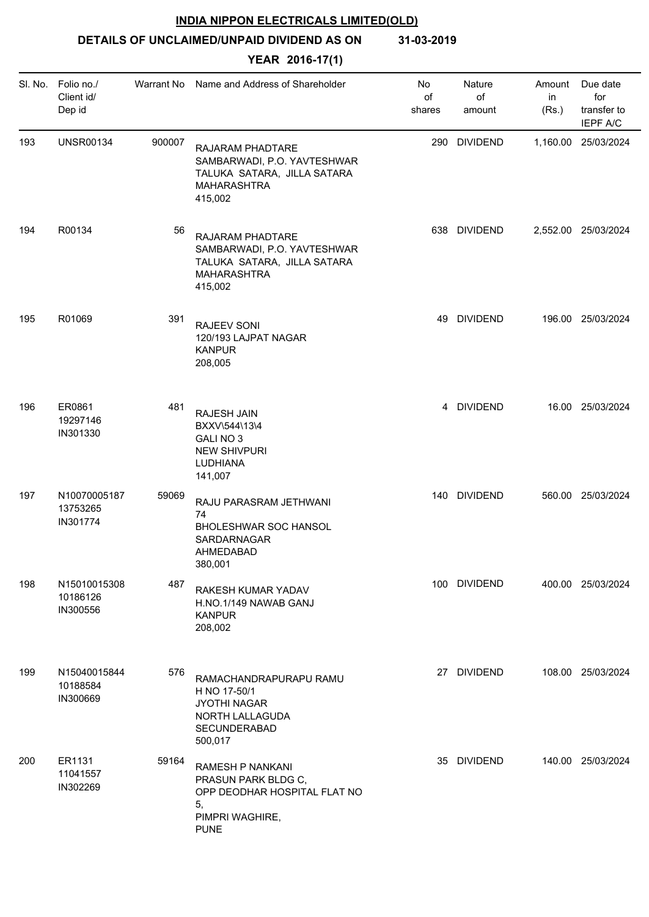# INDIA NIPPON ELECTRICALS LIMITED(OLD)

## DETAILS OF UNCLAIMED/UNPAID DIVIDEND AS ON 31-03-2019

### YEAR 2016-17(1)

| Sl. No. | Folio no./ Client id/ Dep id | Warrant No | Name and Address of Shareholder | No of shares | Nature of amount | Amount in (Rs.) | Due date for transfer to IEPF A/C |
|---|---|---|---|---|---|---|---|
| 193 | UNSR00134 | 900007 | RAJARAM PHADTARE SAMBARWADI, P.O. YAVTESHWAR TALUKA SATARA, JILLA SATARA MAHARASHTRA 415,002 | 290 | DIVIDEND | 1,160.00 | 25/03/2024 |
| 194 | R00134 | 56 | RAJARAM PHADTARE SAMBARWADI, P.O. YAVTESHWAR TALUKA SATARA, JILLA SATARA MAHARASHTRA 415,002 | 638 | DIVIDEND | 2,552.00 | 25/03/2024 |
| 195 | R01069 | 391 | RAJEEV SONI 120/193 LAJPAT NAGAR KANPUR 208,005 | 49 | DIVIDEND | 196.00 | 25/03/2024 |
| 196 | ER0861 19297146 IN301330 | 481 | RAJESH JAIN BXXV\544\13\4 GALI NO 3 NEW SHIVPURI LUDHIANA 141,007 | 4 | DIVIDEND | 16.00 | 25/03/2024 |
| 197 | N10070005187 13753265 IN301774 | 59069 | RAJU PARASRAM JETHWANI 74 BHOLESHWAR SOC HANSOL SARDARNAGAR AHMEDABAD 380,001 | 140 | DIVIDEND | 560.00 | 25/03/2024 |
| 198 | N15010015308 10186126 IN300556 | 487 | RAKESH KUMAR YADAV H.NO.1/149 NAWAB GANJ KANPUR 208,002 | 100 | DIVIDEND | 400.00 | 25/03/2024 |
| 199 | N15040015844 10188584 IN300669 | 576 | RAMACHANDRAPURAPU RAMU H NO 17-50/1 JYOTHI NAGAR NORTH LALLAGUDA SECUNDERABAD 500,017 | 27 | DIVIDEND | 108.00 | 25/03/2024 |
| 200 | ER1131 11041557 IN302269 | 59164 | RAMESH P NANKANI PRASUN PARK BLDG C, OPP DEODHAR HOSPITAL FLAT NO 5, PIMPRI WAGHIRE, PUNE | 35 | DIVIDEND | 140.00 | 25/03/2024 |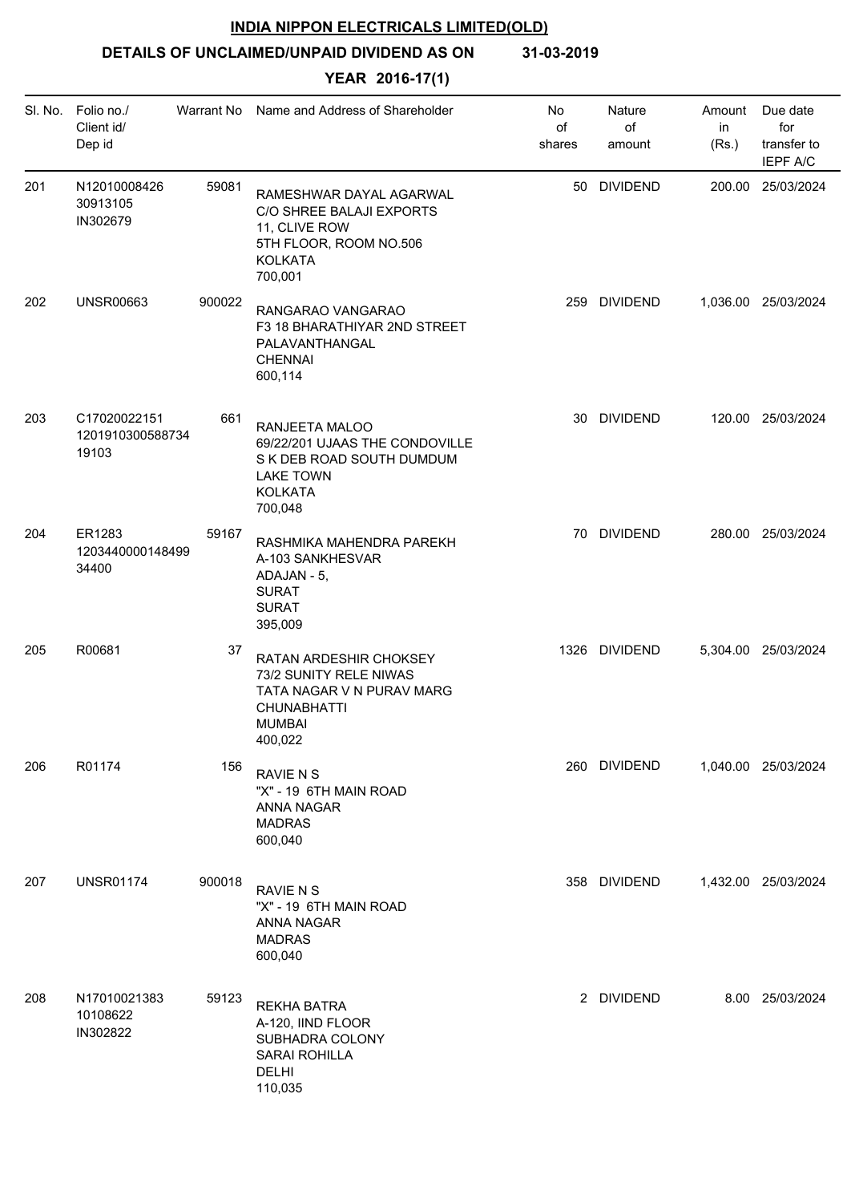**INDIA NIPPON ELECTRICALS LIMITED(OLD)**

**DETAILS OF UNCLAIMED/UNPAID DIVIDEND AS ON 31-03-2019**

**YEAR 2016-17(1)**

| Sl. No. | Folio no./ Client id/ Dep id | Warrant No | Name and Address of Shareholder | No of shares | Nature of amount | Amount in (Rs.) | Due date for transfer to IEPF A/C |
|---|---|---|---|---|---|---|---|
| 201 | N12010008426 30913105 IN302679 | 59081 | RAMESHWAR DAYAL AGARWAL C/O SHREE BALAJI EXPORTS 11, CLIVE ROW 5TH FLOOR, ROOM NO.506 KOLKATA 700,001 | 50 | DIVIDEND | 200.00 | 25/03/2024 |
| 202 | UNSR00663 | 900022 | RANGARAO VANGARAO F3 18 BHARATHIYAR 2ND STREET PALAVANTHANGAL CHENNAI 600,114 | 259 | DIVIDEND | 1,036.00 | 25/03/2024 |
| 203 | C17020022151 1201910300588734 19103 | 661 | RANJEETA MALOO 69/22/201 UJAAS THE CONDOVILLE S K DEB ROAD SOUTH DUMDUM LAKE TOWN KOLKATA 700,048 | 30 | DIVIDEND | 120.00 | 25/03/2024 |
| 204 | ER1283 1203440000148499 34400 | 59167 | RASHMIKA MAHENDRA PAREKH A-103 SANKHESVAR ADAJAN - 5, SURAT SURAT 395,009 | 70 | DIVIDEND | 280.00 | 25/03/2024 |
| 205 | R00681 | 37 | RATAN ARDESHIR CHOKSEY 73/2 SUNITY RELE NIWAS TATA NAGAR V N PURAV MARG CHUNABHATTI MUMBAI 400,022 | 1326 | DIVIDEND | 5,304.00 | 25/03/2024 |
| 206 | R01174 | 156 | RAVIE N S "X" - 19 6TH MAIN ROAD ANNA NAGAR MADRAS 600,040 | 260 | DIVIDEND | 1,040.00 | 25/03/2024 |
| 207 | UNSR01174 | 900018 | RAVIE N S "X" - 19 6TH MAIN ROAD ANNA NAGAR MADRAS 600,040 | 358 | DIVIDEND | 1,432.00 | 25/03/2024 |
| 208 | N17010021383 10108622 IN302822 | 59123 | REKHA BATRA A-120, IIND FLOOR SUBHADRA COLONY SARAI ROHILLA DELHI 110,035 | 2 | DIVIDEND | 8.00 | 25/03/2024 |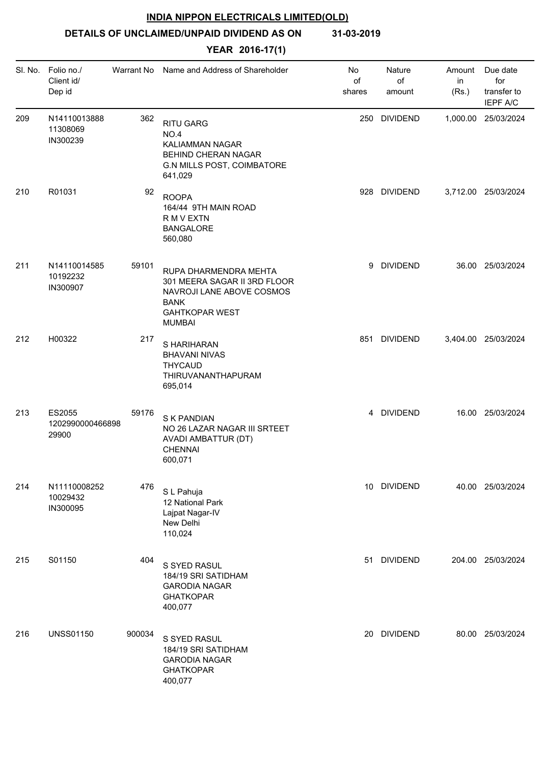# INDIA NIPPON ELECTRICALS LIMITED(OLD)

## DETAILS OF UNCLAIMED/UNPAID DIVIDEND AS ON 31-03-2019

### YEAR 2016-17(1)

| Sl. No. | Folio no./ Client id/ Dep id | Warrant No | Name and Address of Shareholder | No of shares | Nature of amount | Amount in (Rs.) | Due date for transfer to IEPF A/C |
|---|---|---|---|---|---|---|---|
| 209 | N14110013888 11308069 IN300239 | 362 | RITU GARG NO.4 KALIAMMAN NAGAR BEHIND CHERAN NAGAR G.N MILLS POST, COIMBATORE 641,029 | 250 | DIVIDEND | 1,000.00 | 25/03/2024 |
| 210 | R01031 | 92 | ROOPA 164/44 9TH MAIN ROAD R M V EXTN BANGALORE 560,080 | 928 | DIVIDEND | 3,712.00 | 25/03/2024 |
| 211 | N14110014585 10192232 IN300907 | 59101 | RUPA DHARMENDRA MEHTA 301 MEERA SAGAR II 3RD FLOOR NAVROJI LANE ABOVE COSMOS BANK GAHTKOPAR WEST MUMBAI | 9 | DIVIDEND | 36.00 | 25/03/2024 |
| 212 | H00322 | 217 | S HARIHARAN BHAVANI NIVAS THYCAUD THIRUVANANTHAPURAM 695,014 | 851 | DIVIDEND | 3,404.00 | 25/03/2024 |
| 213 | ES2055 1202990000466898 29900 | 59176 | S K PANDIAN NO 26 LAZAR NAGAR III SRTEET AVADI AMBATTUR (DT) CHENNAI 600,071 | 4 | DIVIDEND | 16.00 | 25/03/2024 |
| 214 | N11110008252 10029432 IN300095 | 476 | S L Pahuja 12 National Park Lajpat Nagar-IV New Delhi 110,024 | 10 | DIVIDEND | 40.00 | 25/03/2024 |
| 215 | S01150 | 404 | S SYED RASUL 184/19 SRI SATIDHAM GARODIA NAGAR GHATKOPAR 400,077 | 51 | DIVIDEND | 204.00 | 25/03/2024 |
| 216 | UNSS01150 | 900034 | S SYED RASUL 184/19 SRI SATIDHAM GARODIA NAGAR GHATKOPAR 400,077 | 20 | DIVIDEND | 80.00 | 25/03/2024 |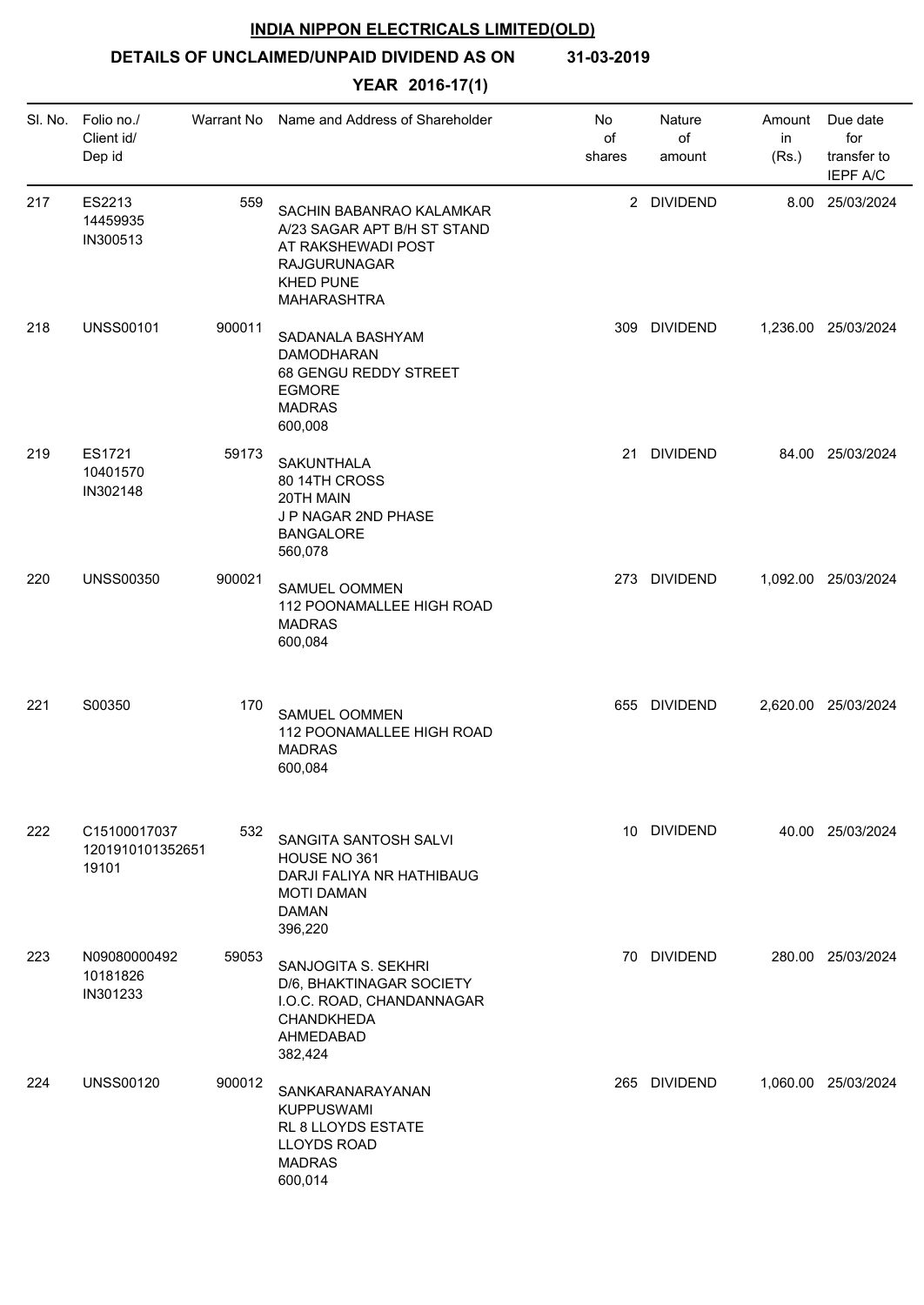**INDIA NIPPON ELECTRICALS LIMITED(OLD)**

**DETAILS OF UNCLAIMED/UNPAID DIVIDEND AS ON 31-03-2019**

**YEAR 2016-17(1)**

| Sl. No. | Folio no./ Client id/ Dep id | Warrant No | Name and Address of Shareholder | No of shares | Nature of amount | Amount in (Rs.) | Due date for transfer to IEPF A/C |
|---|---|---|---|---|---|---|---|
| 217 | ES2213 14459935 IN300513 | 559 | SACHIN BABANRAO KALAMKAR A/23 SAGAR APT B/H ST STAND AT RAKSHEWADI POST RAJGURUNAGAR KHED PUNE MAHARASHTRA | 2 | DIVIDEND | 8.00 | 25/03/2024 |
| 218 | UNSS00101 | 900011 | SADANALA BASHYAM DAMODHARAN 68 GENGU REDDY STREET EGMORE MADRAS 600,008 | 309 | DIVIDEND | 1,236.00 | 25/03/2024 |
| 219 | ES1721 10401570 IN302148 | 59173 | SAKUNTHALA 80 14TH CROSS 20TH MAIN J P NAGAR 2ND PHASE BANGALORE 560,078 | 21 | DIVIDEND | 84.00 | 25/03/2024 |
| 220 | UNSS00350 | 900021 | SAMUEL OOMMEN 112 POONAMALLEE HIGH ROAD MADRAS 600,084 | 273 | DIVIDEND | 1,092.00 | 25/03/2024 |
| 221 | S00350 | 170 | SAMUEL OOMMEN 112 POONAMALLEE HIGH ROAD MADRAS 600,084 | 655 | DIVIDEND | 2,620.00 | 25/03/2024 |
| 222 | C15100017037 1201910101352651 19101 | 532 | SANGITA SANTOSH SALVI HOUSE NO 361 DARJI FALIYA NR HATHIBAUG MOTI DAMAN DAMAN 396,220 | 10 | DIVIDEND | 40.00 | 25/03/2024 |
| 223 | N09080000492 10181826 IN301233 | 59053 | SANJOGITA S. SEKHRI D/6, BHAKTINAGAR SOCIETY I.O.C. ROAD, CHANDANNAGAR CHANDKHEDA AHMEDABAD 382,424 | 70 | DIVIDEND | 280.00 | 25/03/2024 |
| 224 | UNSS00120 | 900012 | SANKARANARAYANAN KUPPUSWAMI RL 8 LLOYDS ESTATE LLOYDS ROAD MADRAS 600,014 | 265 | DIVIDEND | 1,060.00 | 25/03/2024 |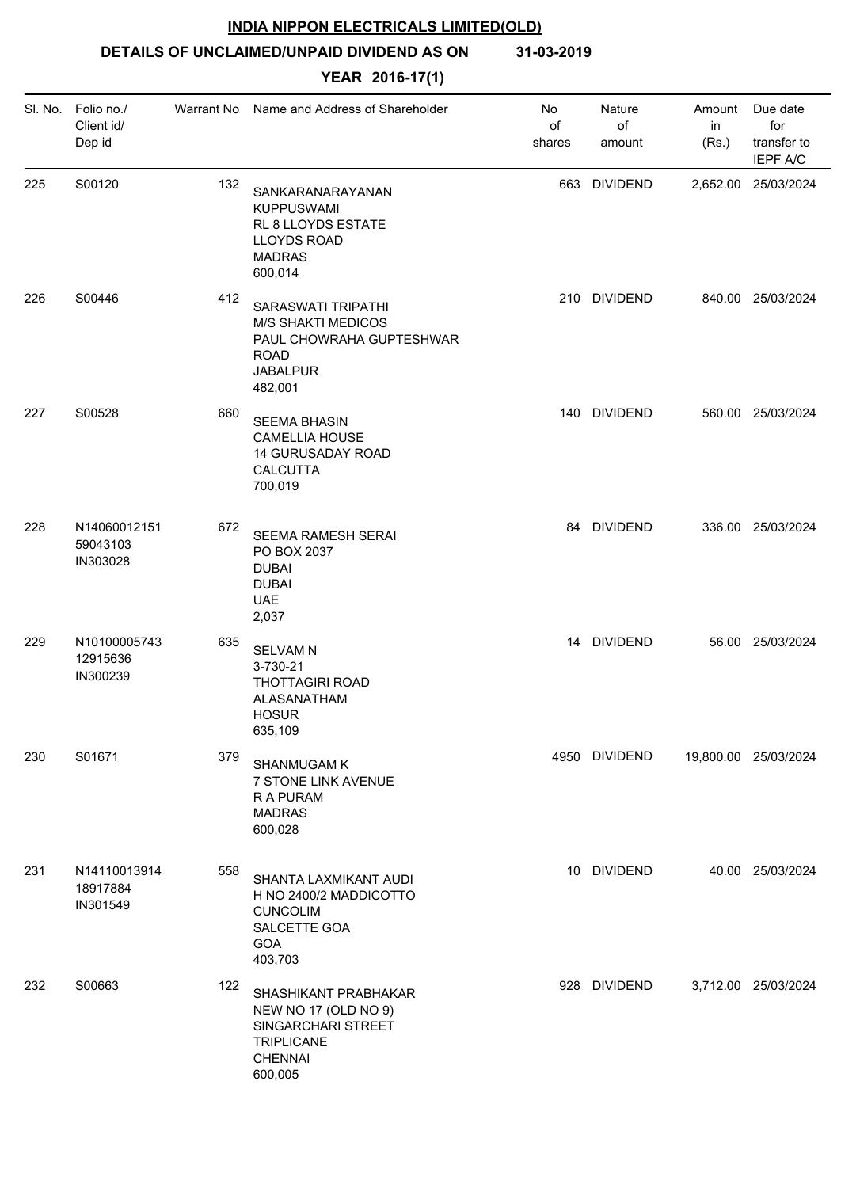**INDIA NIPPON ELECTRICALS LIMITED(OLD)**

**DETAILS OF UNCLAIMED/UNPAID DIVIDEND AS ON 31-03-2019**

**YEAR 2016-17(1)**

| Sl. No. | Folio no./ Client id/ Dep id | Warrant No | Name and Address of Shareholder | No of shares | Nature of amount | Amount in (Rs.) | Due date for transfer to IEPF A/C |
|---|---|---|---|---|---|---|---|
| 225 | S00120 | 132 | SANKARANARAYANAN KUPPUSWAMI RL 8 LLOYDS ESTATE LLOYDS ROAD MADRAS 600,014 | 663 | DIVIDEND | 2,652.00 | 25/03/2024 |
| 226 | S00446 | 412 | SARASWATI TRIPATHI M/S SHAKTI MEDICOS PAUL CHOWRAHA GUPTESHWAR ROAD JABALPUR 482,001 | 210 | DIVIDEND | 840.00 | 25/03/2024 |
| 227 | S00528 | 660 | SEEMA BHASIN CAMELLIA HOUSE 14 GURUSADAY ROAD CALCUTTA 700,019 | 140 | DIVIDEND | 560.00 | 25/03/2024 |
| 228 | N14060012151 59043103 IN303028 | 672 | SEEMA RAMESH SERAI PO BOX 2037 DUBAI DUBAI UAE 2,037 | 84 | DIVIDEND | 336.00 | 25/03/2024 |
| 229 | N10100005743 12915636 IN300239 | 635 | SELVAM N 3-730-21 THOTTAGIRI ROAD ALASANATHAM HOSUR 635,109 | 14 | DIVIDEND | 56.00 | 25/03/2024 |
| 230 | S01671 | 379 | SHANMUGAM K 7 STONE LINK AVENUE R A PURAM MADRAS 600,028 | 4950 | DIVIDEND | 19,800.00 | 25/03/2024 |
| 231 | N14110013914 18917884 IN301549 | 558 | SHANTA LAXMIKANT AUDI H NO 2400/2 MADDICOTTO CUNCOLIM SALCETTE GOA GOA 403,703 | 10 | DIVIDEND | 40.00 | 25/03/2024 |
| 232 | S00663 | 122 | SHASHIKANT PRABHAKAR NEW NO 17 (OLD NO 9) SINGARCHARI STREET TRIPLICANE CHENNAI 600,005 | 928 | DIVIDEND | 3,712.00 | 25/03/2024 |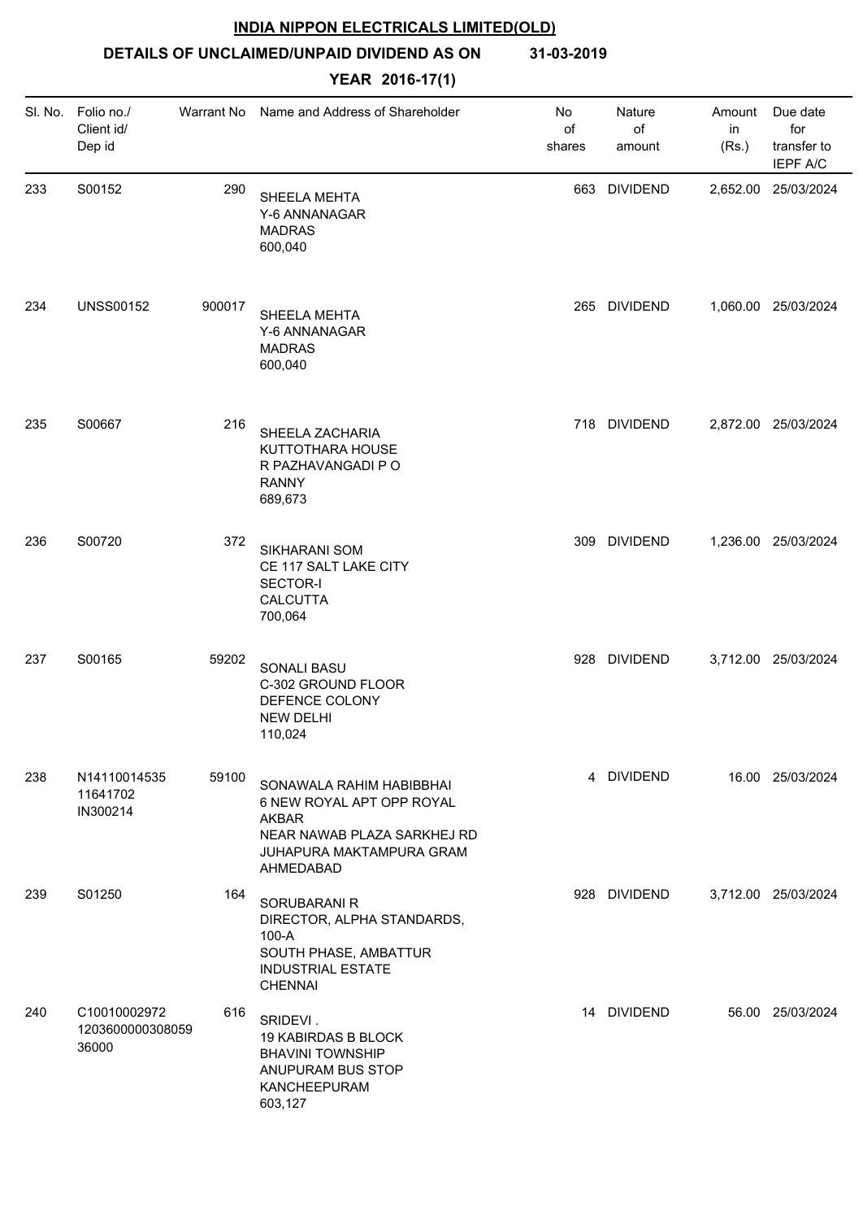# INDIA NIPPON ELECTRICALS LIMITED(OLD)

**DETAILS OF UNCLAIMED/UNPAID DIVIDEND AS ON 31-03-2019**

**YEAR 2016-17(1)**

| Sl. No. | Folio no./ Client id/ Dep id | Warrant No | Name and Address of Shareholder | No of shares | Nature of amount | Amount in (Rs.) | Due date for transfer to IEPF A/C |
|---|---|---|---|---|---|---|---|
| 233 | S00152 | 290 | SHEELA MEHTA<br>Y-6 ANNANAGAR<br>MADRAS<br>600,040 | 663 | DIVIDEND | 2,652.00 | 25/03/2024 |
| 234 | UNSS00152 | 900017 | SHEELA MEHTA<br>Y-6 ANNANAGAR<br>MADRAS<br>600,040 | 265 | DIVIDEND | 1,060.00 | 25/03/2024 |
| 235 | S00667 | 216 | SHEELA ZACHARIA<br>KUTTOTHARA HOUSE<br>R PAZHAVANGADI P O<br>RANNY<br>689,673 | 718 | DIVIDEND | 2,872.00 | 25/03/2024 |
| 236 | S00720 | 372 | SIKHARANI SOM<br>CE 117 SALT LAKE CITY<br>SECTOR-I<br>CALCUTTA<br>700,064 | 309 | DIVIDEND | 1,236.00 | 25/03/2024 |
| 237 | S00165 | 59202 | SONALI BASU<br>C-302 GROUND FLOOR<br>DEFENCE COLONY<br>NEW DELHI<br>110,024 | 928 | DIVIDEND | 3,712.00 | 25/03/2024 |
| 238 | N14110014535<br>11641702<br>IN300214 | 59100 | SONAWALA RAHIM HABIBBHAI<br>6 NEW ROYAL APT OPP ROYAL<br>AKBAR<br>NEAR NAWAB PLAZA SARKHEJ RD<br>JUHAPURA MAKTAMPURA GRAM<br>AHMEDABAD | 4 | DIVIDEND | 16.00 | 25/03/2024 |
| 239 | S01250 | 164 | SORUBARANI R<br>DIRECTOR, ALPHA STANDARDS,<br>100-A<br>SOUTH PHASE, AMBATTUR<br>INDUSTRIAL ESTATE<br>CHENNAI | 928 | DIVIDEND | 3,712.00 | 25/03/2024 |
| 240 | C10010002972<br>1203600000308059<br>36000 | 616 | SRIDEVI .<br>19 KABIRDAS B BLOCK<br>BHAVINI TOWNSHIP<br>ANUPURAM BUS STOP<br>KANCHEEPURAM<br>603,127 | 14 | DIVIDEND | 56.00 | 25/03/2024 |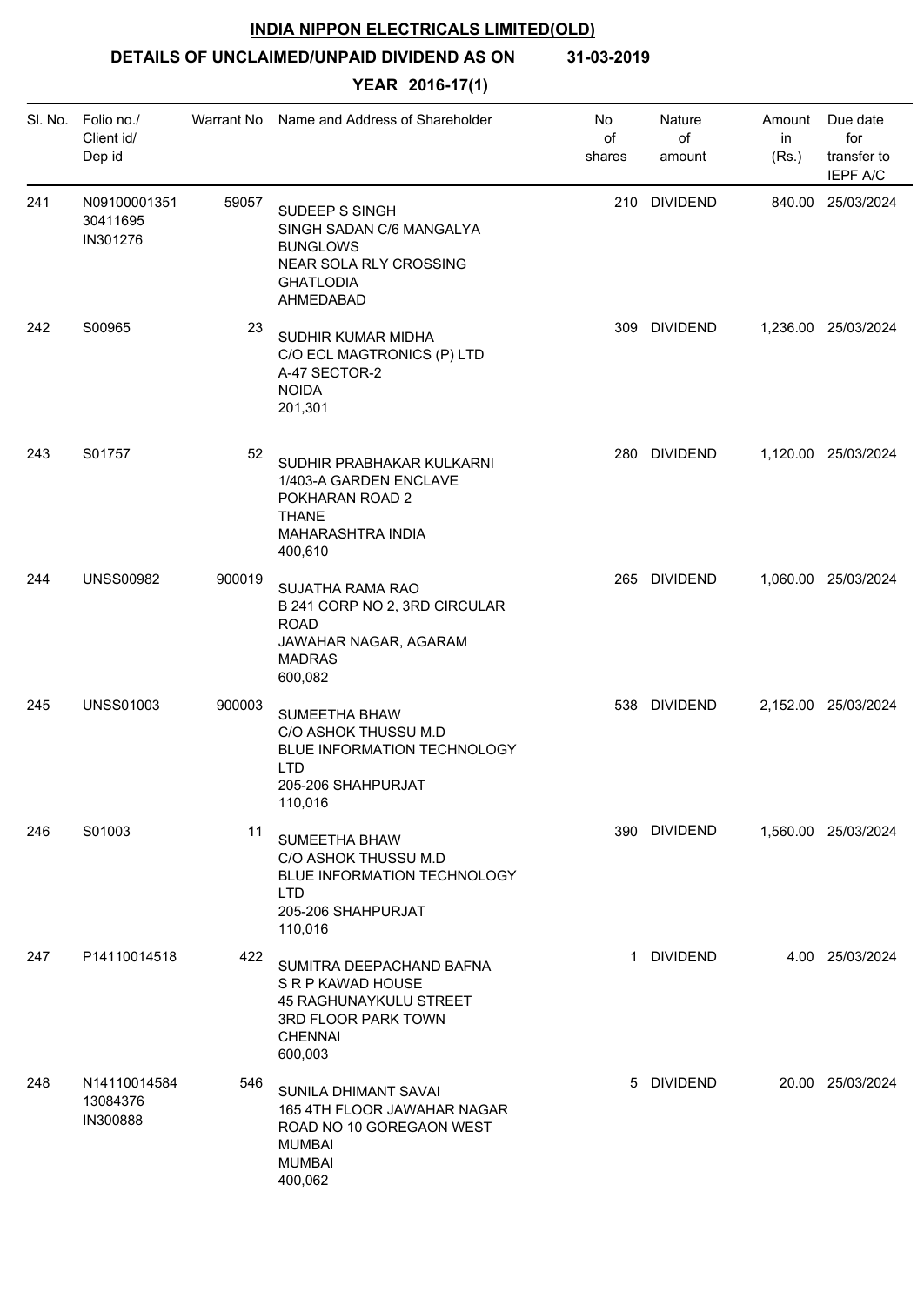# INDIA NIPPON ELECTRICALS LIMITED(OLD)

## DETAILS OF UNCLAIMED/UNPAID DIVIDEND AS ON 31-03-2019

### YEAR 2016-17(1)

| Sl. No. | Folio no./ Client id/ Dep id | Warrant No | Name and Address of Shareholder | No of shares | Nature of amount | Amount in (Rs.) | Due date for transfer to IEPF A/C |
|---|---|---|---|---|---|---|---|
| 241 | N09100001351 30411695 IN301276 | 59057 | SUDEEP S SINGH SINGH SADAN C/6 MANGALYA BUNGLOWS NEAR SOLA RLY CROSSING GHATLODIA AHMEDABAD | 210 | DIVIDEND | 840.00 | 25/03/2024 |
| 242 | S00965 | 23 | SUDHIR KUMAR MIDHA C/O ECL MAGTRONICS (P) LTD A-47 SECTOR-2 NOIDA 201,301 | 309 | DIVIDEND | 1,236.00 | 25/03/2024 |
| 243 | S01757 | 52 | SUDHIR PRABHAKAR KULKARNI 1/403-A GARDEN ENCLAVE POKHARAN ROAD 2 THANE MAHARASHTRA INDIA 400,610 | 280 | DIVIDEND | 1,120.00 | 25/03/2024 |
| 244 | UNSS00982 | 900019 | SUJATHA RAMA RAO B 241 CORP NO 2, 3RD CIRCULAR ROAD JAWAHAR NAGAR, AGARAM MADRAS 600,082 | 265 | DIVIDEND | 1,060.00 | 25/03/2024 |
| 245 | UNSS01003 | 900003 | SUMEETHA BHAW C/O ASHOK THUSSU M.D BLUE INFORMATION TECHNOLOGY LTD 205-206 SHAHPURJAT 110,016 | 538 | DIVIDEND | 2,152.00 | 25/03/2024 |
| 246 | S01003 | 11 | SUMEETHA BHAW C/O ASHOK THUSSU M.D BLUE INFORMATION TECHNOLOGY LTD 205-206 SHAHPURJAT 110,016 | 390 | DIVIDEND | 1,560.00 | 25/03/2024 |
| 247 | P14110014518 | 422 | SUMITRA DEEPACHAND BAFNA S R P KAWAD HOUSE 45 RAGHUNAYKULU STREET 3RD FLOOR PARK TOWN CHENNAI 600,003 | 1 | DIVIDEND | 4.00 | 25/03/2024 |
| 248 | N14110014584 13084376 IN300888 | 546 | SUNILA DHIMANT SAVAI 165 4TH FLOOR JAWAHAR NAGAR ROAD NO 10 GOREGAON WEST MUMBAI MUMBAI 400,062 | 5 | DIVIDEND | 20.00 | 25/03/2024 |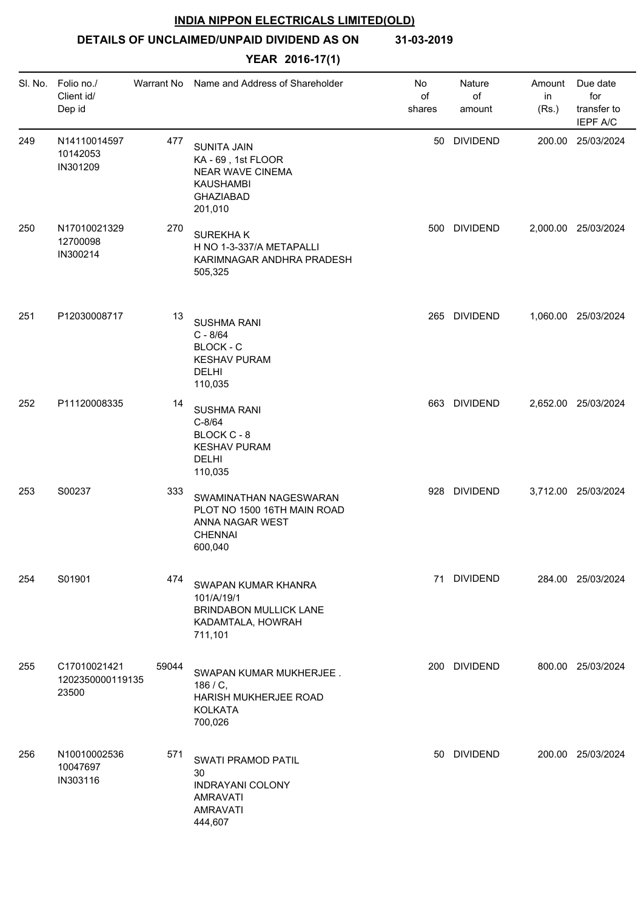# INDIA NIPPON ELECTRICALS LIMITED(OLD)

## DETAILS OF UNCLAIMED/UNPAID DIVIDEND AS ON 31-03-2019

### YEAR 2016-17(1)

| Sl. No. | Folio no./ Client id/ Dep id | Warrant No | Name and Address of Shareholder | No of shares | Nature of amount | Amount in (Rs.) | Due date for transfer to IEPF A/C |
|---|---|---|---|---|---|---|---|
| 249 | N14110014597 10142053 IN301209 | 477 | SUNITA JAIN KA - 69 , 1st FLOOR NEAR WAVE CINEMA KAUSHAMBI GHAZIABAD 201,010 | 50 | DIVIDEND | 200.00 | 25/03/2024 |
| 250 | N17010021329 12700098 IN300214 | 270 | SUREKHA K H NO 1-3-337/A METAPALLI KARIMNAGAR ANDHRA PRADESH 505,325 | 500 | DIVIDEND | 2,000.00 | 25/03/2024 |
| 251 | P12030008717 | 13 | SUSHMA RANI C - 8/64 BLOCK - C KESHAV PURAM DELHI 110,035 | 265 | DIVIDEND | 1,060.00 | 25/03/2024 |
| 252 | P11120008335 | 14 | SUSHMA RANI C-8/64 BLOCK C - 8 KESHAV PURAM DELHI 110,035 | 663 | DIVIDEND | 2,652.00 | 25/03/2024 |
| 253 | S00237 | 333 | SWAMINATHAN NAGESWARAN PLOT NO 1500 16TH MAIN ROAD ANNA NAGAR WEST CHENNAI 600,040 | 928 | DIVIDEND | 3,712.00 | 25/03/2024 |
| 254 | S01901 | 474 | SWAPAN KUMAR KHANRA 101/A/19/1 BRINDABON MULLICK LANE KADAMTALA, HOWRAH 711,101 | 71 | DIVIDEND | 284.00 | 25/03/2024 |
| 255 | C17010021421 1202350000119135 23500 | 59044 | SWAPAN KUMAR MUKHERJEE . 186 / C, HARISH MUKHERJEE ROAD KOLKATA 700,026 | 200 | DIVIDEND | 800.00 | 25/03/2024 |
| 256 | N10010002536 10047697 IN303116 | 571 | SWATI PRAMOD PATIL 30 INDRAYANI COLONY AMRAVATI AMRAVATI 444,607 | 50 | DIVIDEND | 200.00 | 25/03/2024 |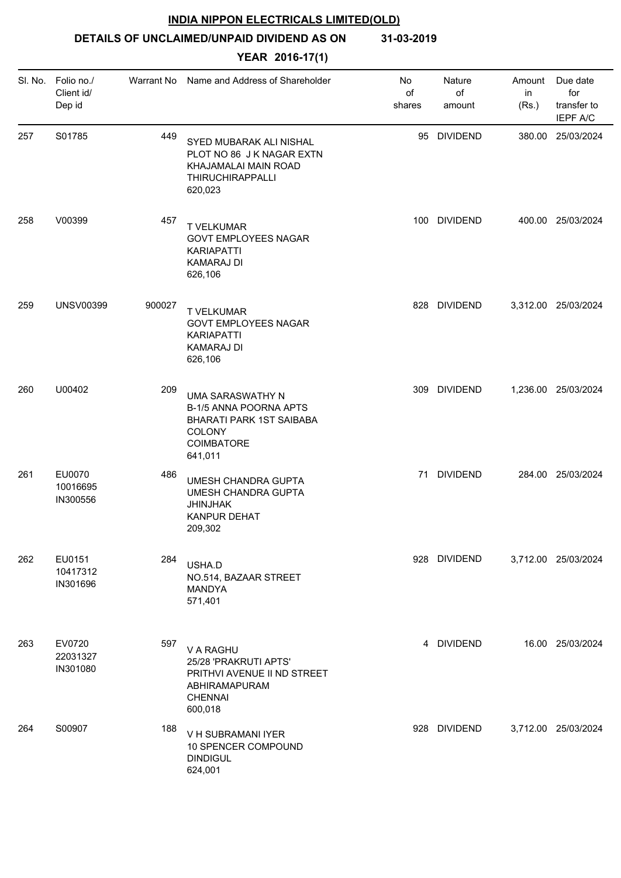# INDIA NIPPON ELECTRICALS LIMITED(OLD)

## DETAILS OF UNCLAIMED/UNPAID DIVIDEND AS ON 31-03-2019

### YEAR 2016-17(1)

| Sl. No. | Folio no./ Client id/ Dep id | Warrant No | Name and Address of Shareholder | No of shares | Nature of amount | Amount in (Rs.) | Due date for transfer to IEPF A/C |
|---|---|---|---|---|---|---|---|
| 257 | S01785 | 449 | SYED MUBARAK ALI NISHAL<br>PLOT NO 86 J K NAGAR EXTN<br>KHAJAMALAI MAIN ROAD<br>THIRUCHIRAPPALLI<br>620,023 | 95 | DIVIDEND | 380.00 | 25/03/2024 |
| 258 | V00399 | 457 | T VELKUMAR<br>GOVT EMPLOYEES NAGAR<br>KARIAPATTI<br>KAMARAJ DI<br>626,106 | 100 | DIVIDEND | 400.00 | 25/03/2024 |
| 259 | UNSV00399 | 900027 | T VELKUMAR<br>GOVT EMPLOYEES NAGAR<br>KARIAPATTI<br>KAMARAJ DI<br>626,106 | 828 | DIVIDEND | 3,312.00 | 25/03/2024 |
| 260 | U00402 | 209 | UMA SARASWATHY N<br>B-1/5 ANNA POORNA APTS<br>BHARATI PARK 1ST SAIBABA<br>COLONY<br>COIMBATORE<br>641,011 | 309 | DIVIDEND | 1,236.00 | 25/03/2024 |
| 261 | EU0070<br>10016695<br>IN300556 | 486 | UMESH CHANDRA GUPTA<br>UMESH CHANDRA GUPTA<br>JHINJHAK<br>KANPUR DEHAT<br>209,302 | 71 | DIVIDEND | 284.00 | 25/03/2024 |
| 262 | EU0151<br>10417312<br>IN301696 | 284 | USHA.D<br>NO.514, BAZAAR STREET<br>MANDYA<br>571,401 | 928 | DIVIDEND | 3,712.00 | 25/03/2024 |
| 263 | EV0720<br>22031327<br>IN301080 | 597 | V A RAGHU<br>25/28 'PRAKRUTI APTS'<br>PRITHVI AVENUE II ND STREET<br>ABHIRAMAPURAM<br>CHENNAI<br>600,018 | 4 | DIVIDEND | 16.00 | 25/03/2024 |
| 264 | S00907 | 188 | V H SUBRAMANI IYER<br>10 SPENCER COMPOUND<br>DINDIGUL<br>624,001 | 928 | DIVIDEND | 3,712.00 | 25/03/2024 |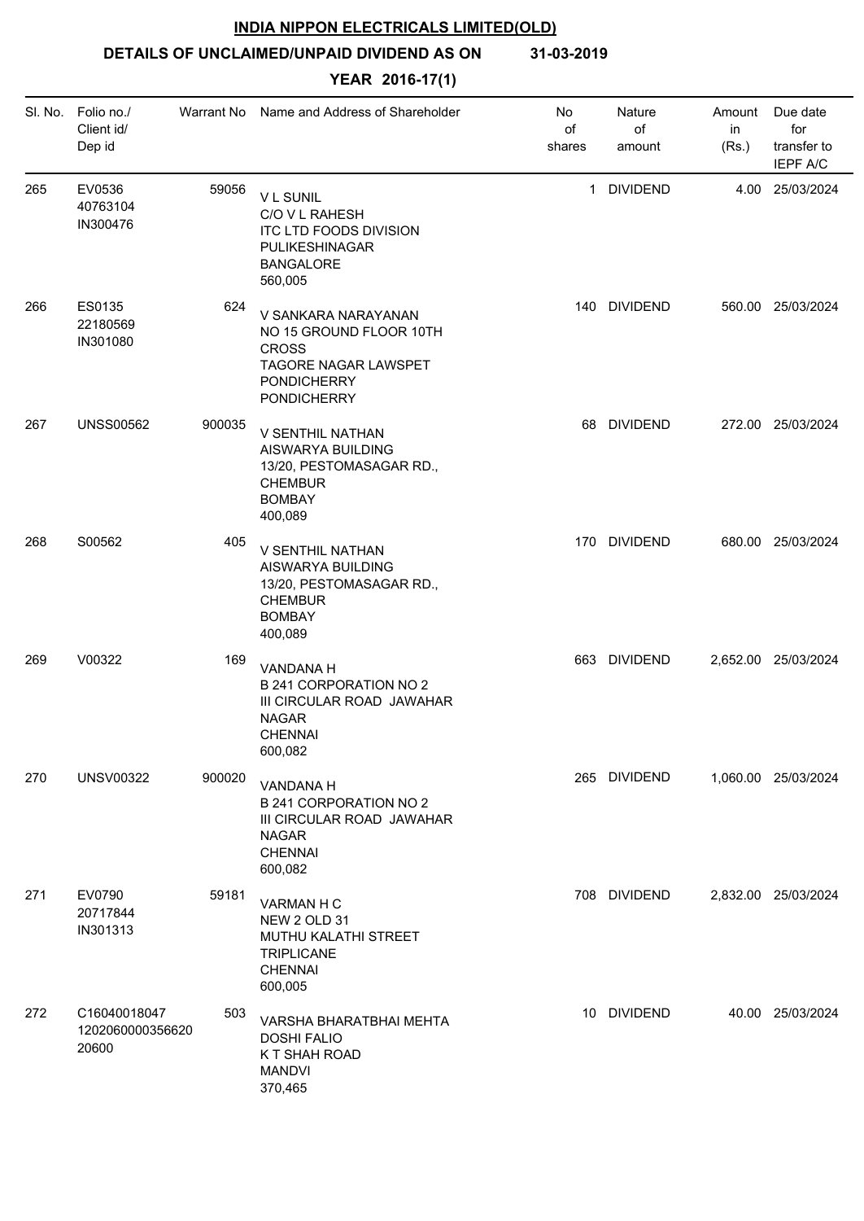**INDIA NIPPON ELECTRICALS LIMITED(OLD)**

**DETAILS OF UNCLAIMED/UNPAID DIVIDEND AS ON 31-03-2019**

**YEAR 2016-17(1)**

| Sl. No. | Folio no./ Client id/ Dep id | Warrant No | Name and Address of Shareholder | No of shares | Nature of amount | Amount in (Rs.) | Due date for transfer to IEPF A/C |
|---|---|---|---|---|---|---|---|
| 265 | EV0536 40763104 IN300476 | 59056 | V L SUNIL C/O V L RAHESH ITC LTD FOODS DIVISION PULIKESHINAGAR BANGALORE 560,005 | 1 | DIVIDEND | 4.00 | 25/03/2024 |
| 266 | ES0135 22180569 IN301080 | 624 | V SANKARA NARAYANAN NO 15 GROUND FLOOR 10TH CROSS TAGORE NAGAR LAWSPET PONDICHERRY PONDICHERRY | 140 | DIVIDEND | 560.00 | 25/03/2024 |
| 267 | UNSS00562 | 900035 | V SENTHIL NATHAN AISWARYA BUILDING 13/20, PESTOMASAGAR RD., CHEMBUR BOMBAY 400,089 | 68 | DIVIDEND | 272.00 | 25/03/2024 |
| 268 | S00562 | 405 | V SENTHIL NATHAN AISWARYA BUILDING 13/20, PESTOMASAGAR RD., CHEMBUR BOMBAY 400,089 | 170 | DIVIDEND | 680.00 | 25/03/2024 |
| 269 | V00322 | 169 | VANDANA H B 241 CORPORATION NO 2 III CIRCULAR ROAD JAWAHAR NAGAR CHENNAI 600,082 | 663 | DIVIDEND | 2,652.00 | 25/03/2024 |
| 270 | UNSV00322 | 900020 | VANDANA H B 241 CORPORATION NO 2 III CIRCULAR ROAD JAWAHAR NAGAR CHENNAI 600,082 | 265 | DIVIDEND | 1,060.00 | 25/03/2024 |
| 271 | EV0790 20717844 IN301313 | 59181 | VARMAN H C NEW 2 OLD 31 MUTHU KALATHI STREET TRIPLICANE CHENNAI 600,005 | 708 | DIVIDEND | 2,832.00 | 25/03/2024 |
| 272 | C16040018047 1202060000356620 20600 | 503 | VARSHA BHARATBHAI MEHTA DOSHI FALIO K T SHAH ROAD MANDVI 370,465 | 10 | DIVIDEND | 40.00 | 25/03/2024 |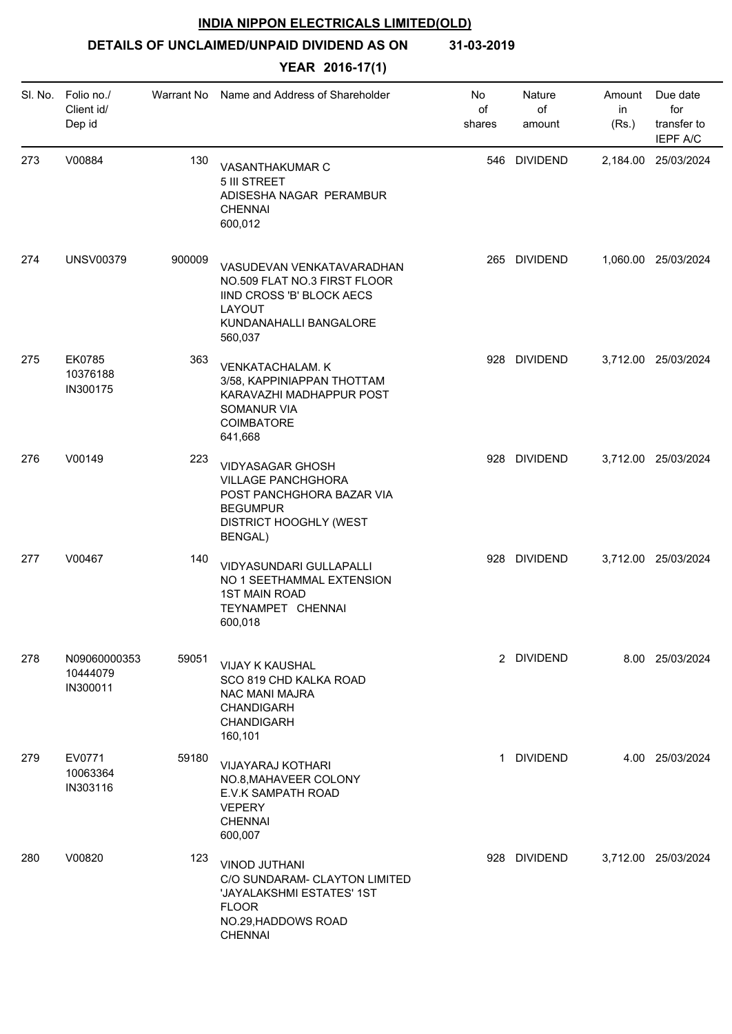**INDIA NIPPON ELECTRICALS LIMITED(OLD)**

**DETAILS OF UNCLAIMED/UNPAID DIVIDEND AS ON 31-03-2019**

**YEAR 2016-17(1)**

| Sl. No. | Folio no./ Client id/ Dep id | Warrant No | Name and Address of Shareholder | No of shares | Nature of amount | Amount in (Rs.) | Due date for transfer to IEPF A/C |
|---|---|---|---|---|---|---|---|
| 273 | V00884 | 130 | VASANTHAKUMAR C<br>5 III STREET<br>ADISESHA NAGAR PERAMBUR<br>CHENNAI<br>600,012 | 546 | DIVIDEND | 2,184.00 | 25/03/2024 |
| 274 | UNSV00379 | 900009 | VASUDEVAN VENKATAVARADHAN<br>NO.509 FLAT NO.3 FIRST FLOOR<br>IIND CROSS 'B' BLOCK AECS<br>LAYOUT<br>KUNDANAHALLI BANGALORE<br>560,037 | 265 | DIVIDEND | 1,060.00 | 25/03/2024 |
| 275 | EK0785<br>10376188<br>IN300175 | 363 | VENKATACHALAM. K<br>3/58, KAPPINIAPPAN THOTTAM<br>KARAVAZHI MADHAPPUR POST<br>SOMANUR VIA<br>COIMBATORE<br>641,668 | 928 | DIVIDEND | 3,712.00 | 25/03/2024 |
| 276 | V00149 | 223 | VIDYASAGAR GHOSH<br>VILLAGE PANCHGHORA<br>POST PANCHGHORA BAZAR VIA<br>BEGUMPUR<br>DISTRICT HOOGHLY (WEST<br>BENGAL) | 928 | DIVIDEND | 3,712.00 | 25/03/2024 |
| 277 | V00467 | 140 | VIDYASUNDARI GULLAPALLI<br>NO 1 SEETHAMMAL EXTENSION<br>1ST MAIN ROAD<br>TEYNAMPET CHENNAI<br>600,018 | 928 | DIVIDEND | 3,712.00 | 25/03/2024 |
| 278 | N09060000353<br>10444079<br>IN300011 | 59051 | VIJAY K KAUSHAL<br>SCO 819 CHD KALKA ROAD<br>NAC MANI MAJRA<br>CHANDIGARH<br>CHANDIGARH<br>160,101 | 2 | DIVIDEND | 8.00 | 25/03/2024 |
| 279 | EV0771<br>10063364<br>IN303116 | 59180 | VIJAYARAJ KOTHARI<br>NO.8,MAHAVEER COLONY<br>E.V.K SAMPATH ROAD<br>VEPERY<br>CHENNAI<br>600,007 | 1 | DIVIDEND | 4.00 | 25/03/2024 |
| 280 | V00820 | 123 | VINOD JUTHANI<br>C/O SUNDARAM- CLAYTON LIMITED<br>'JAYALAKSHMI ESTATES' 1ST<br>FLOOR<br>NO.29,HADDOWS ROAD<br>CHENNAI | 928 | DIVIDEND | 3,712.00 | 25/03/2024 |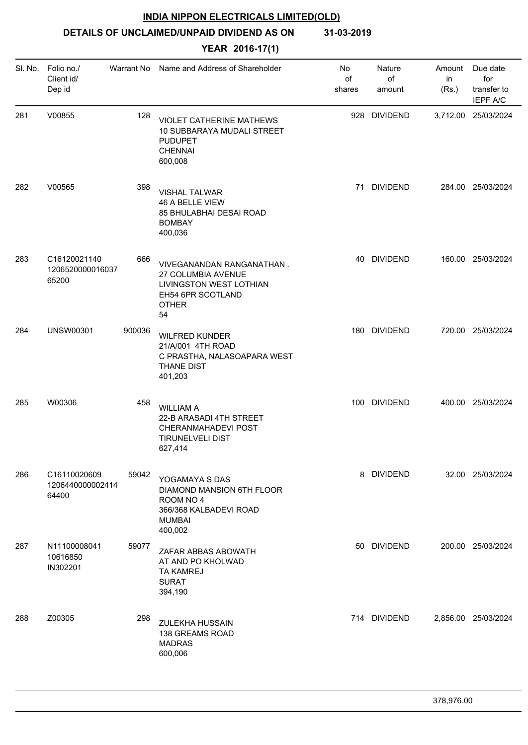**INDIA NIPPON ELECTRICALS LIMITED(OLD)**

**DETAILS OF UNCLAIMED/UNPAID DIVIDEND AS ON 31-03-2019**

**YEAR 2016-17(1)**

| Sl. No. | Folio no./ Client id/ Dep id | Warrant No | Name and Address of Shareholder | No of shares | Nature of amount | Amount in (Rs.) | Due date for transfer to IEPF A/C |
|---|---|---|---|---|---|---|---|
| 281 | V00855 | 128 | VIOLET CATHERINE MATHEWS 10 SUBBARAYA MUDALI STREET PUDUPET CHENNAI 600,008 | 928 | DIVIDEND | 3,712.00 | 25/03/2024 |
| 282 | V00565 | 398 | VISHAL TALWAR 46 A BELLE VIEW 85 BHULABHAI DESAI ROAD BOMBAY 400,036 | 71 | DIVIDEND | 284.00 | 25/03/2024 |
| 283 | C16120021140 1206520000016037 65200 | 666 | VIVEGANANDAN RANGANATHAN . 27 COLUMBIA AVENUE LIVINGSTON WEST LOTHIAN EH54 6PR SCOTLAND OTHER 54 | 40 | DIVIDEND | 160.00 | 25/03/2024 |
| 284 | UNSW00301 | 900036 | WILFRED KUNDER 21/A/001 4TH ROAD C PRASTHA, NALASOAPARA WEST THANE DIST 401,203 | 180 | DIVIDEND | 720.00 | 25/03/2024 |
| 285 | W00306 | 458 | WILLIAM A 22-B ARASADI 4TH STREET CHERANMAHADEVI POST TIRUNELVELI DIST 627,414 | 100 | DIVIDEND | 400.00 | 25/03/2024 |
| 286 | C16110020609 1206440000002414 64400 | 59042 | YOGAMAYA S DAS DIAMOND MANSION 6TH FLOOR ROOM NO 4 366/368 KALBADEVI ROAD MUMBAI 400,002 | 8 | DIVIDEND | 32.00 | 25/03/2024 |
| 287 | N11100008041 10616850 IN302201 | 59077 | ZAFAR ABBAS ABOWATH AT AND PO KHOLWAD TA KAMREJ SURAT 394,190 | 50 | DIVIDEND | 200.00 | 25/03/2024 |
| 288 | Z00305 | 298 | ZULEKHA HUSSAIN 138 GREAMS ROAD MADRAS 600,006 | 714 | DIVIDEND | 2,856.00 | 25/03/2024 |
| | | | | | | 378,976.00 | |